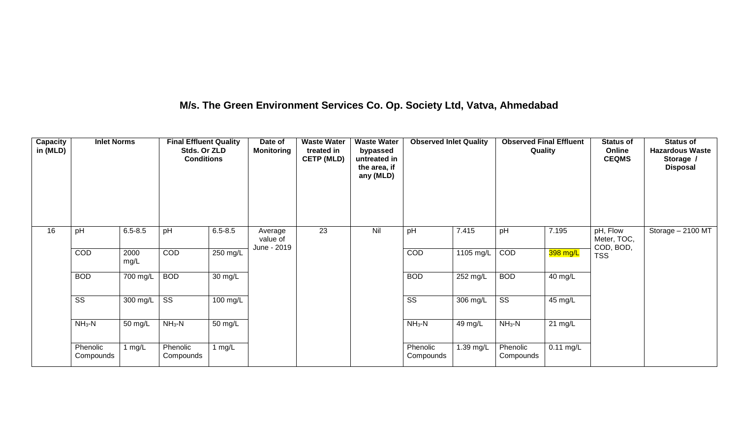# M/s. The Green Environment Services Co. Op. Society Ltd, Vatva, Ahmedabad

| Capacity in (MLD) | Inlet Norms | | Final Effluent Quality Stds. Or ZLD Conditions | | Date of Monitoring | Waste Water treated in CETP (MLD) | Waste Water bypassed untreated in the area, if any (MLD) | Observed Inlet Quality | | Observed Final Effluent Quality | | Status of Online CEQMS | Status of Hazardous Waste Storage / Disposal |
|---|---|---|---|---|---|---|---|---|---|---|---|---|---|
| 16 | pH | 6.5-8.5 | pH | 6.5-8.5 | Average value of June - 2019 | 23 | Nil | pH | 7.415 | pH | 7.195 | pH, Flow Meter, TOC, COD, BOD, TSS | Storage – 2100 MT |
| | COD | 2000 mg/L | COD | 250 mg/L | | | | COD | 1105 mg/L | COD | 398 mg/L | | |
| | BOD | 700 mg/L | BOD | 30 mg/L | | | | BOD | 252 mg/L | BOD | 40 mg/L | | |
| | SS | 300 mg/L | SS | 100 mg/L | | | | SS | 306 mg/L | SS | 45 mg/L | | |
| | $NH_3$-N | 50 mg/L | $NH_3$-N | 50 mg/L | | | | $NH_3$-N | 49 mg/L | $NH_3$-N | 21 mg/L | | |
| | Phenolic Compounds | 1 mg/L | Phenolic Compounds | 1 mg/L | | | | Phenolic Compounds | 1.39 mg/L | Phenolic Compounds | 0.11 mg/L | | |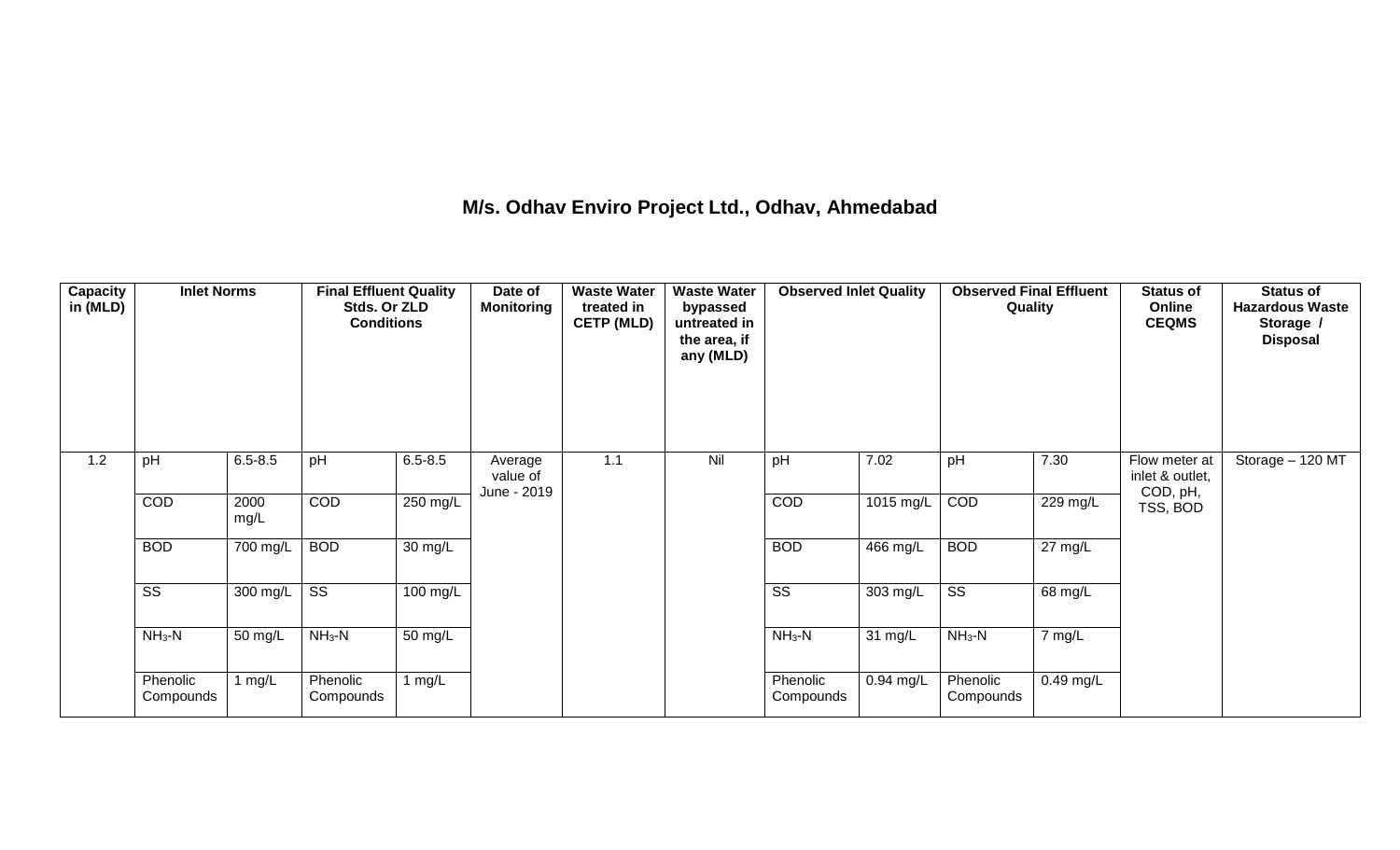## M/s. Odhav Enviro Project Ltd., Odhav, Ahmedabad

| Capacity in (MLD) | Inlet Norms | | Final Effluent Quality Stds. Or ZLD Conditions | | Date of Monitoring | Waste Water treated in CETP (MLD) | Waste Water bypassed untreated in the area, if any (MLD) | Observed Inlet Quality | | Observed Final Effluent Quality | | Status of Online CEQMS | Status of Hazardous Waste Storage / Disposal |
|---|---|---|---|---|---|---|---|---|---|---|---|---|---|
| 1.2 | pH | 6.5-8.5 | pH | 6.5-8.5 | Average value of June - 2019 | 1.1 | Nil | pH | 7.02 | pH | 7.30 | Flow meter at inlet & outlet, COD, pH, TSS, BOD | Storage – 120 MT |
| | COD | 2000 mg/L | COD | 250 mg/L | | | | COD | 1015 mg/L | COD | 229 mg/L | | |
| | BOD | 700 mg/L | BOD | 30 mg/L | | | | BOD | 466 mg/L | BOD | 27 mg/L | | |
| | SS | 300 mg/L | SS | 100 mg/L | | | | SS | 303 mg/L | SS | 68 mg/L | | |
| | $NH_3$-N | 50 mg/L | $NH_3$-N | 50 mg/L | | | | $NH_3$-N | 31 mg/L | $NH_3$-N | 7 mg/L | | |
| | Phenolic Compounds | 1 mg/L | Phenolic Compounds | 1 mg/L | | | | Phenolic Compounds | 0.94 mg/L | Phenolic Compounds | 0.49 mg/L | | |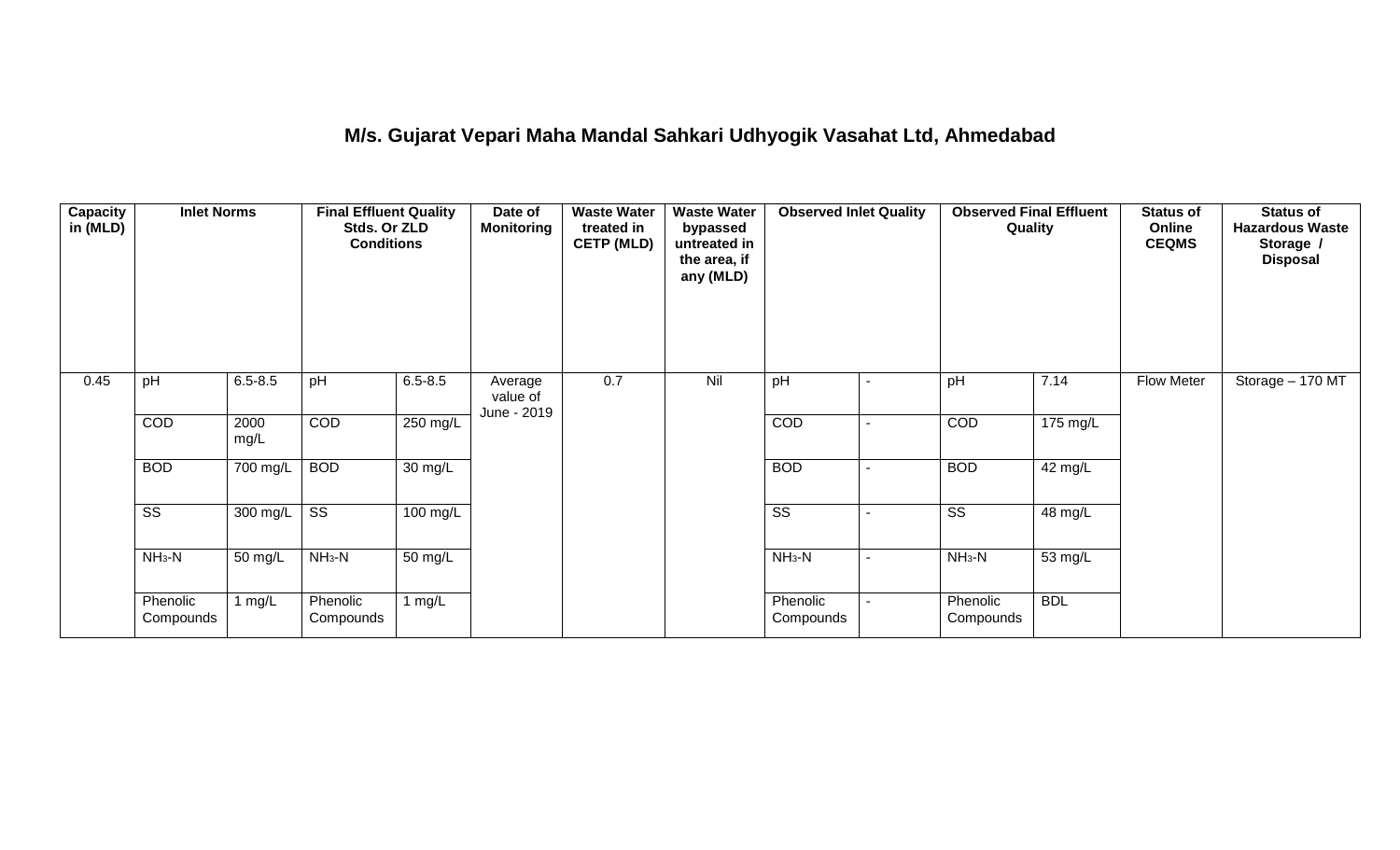## M/s. Gujarat Vepari Maha Mandal Sahkari Udhyogik Vasahat Ltd, Ahmedabad

| Capacity in (MLD) | Inlet Norms | | Final Effluent Quality Stds. Or ZLD Conditions | | Date of Monitoring | Waste Water treated in CETP (MLD) | Waste Water bypassed untreated in the area, if any (MLD) | Observed Inlet Quality | | Observed Final Effluent Quality | | Status of Online CEQMS | Status of Hazardous Waste Storage / Disposal |
|---|---|---|---|---|---|---|---|---|---|---|---|---|---|
| 0.45 | pH | 6.5-8.5 | pH | 6.5-8.5 | Average value of June - 2019 | 0.7 | Nil | pH | - | pH | 7.14 | Flow Meter | Storage – 170 MT |
| | COD | 2000 mg/L | COD | 250 mg/L | | | | COD | - | COD | 175 mg/L | | |
| | BOD | 700 mg/L | BOD | 30 mg/L | | | | BOD | - | BOD | 42 mg/L | | |
| | SS | 300 mg/L | SS | 100 mg/L | | | | SS | - | SS | 48 mg/L | | |
| | $NH_3$-N | 50 mg/L | $NH_3$-N | 50 mg/L | | | | $NH_3$-N | - | $NH_3$-N | 53 mg/L | | |
| | Phenolic Compounds | 1 mg/L | Phenolic Compounds | 1 mg/L | | | | Phenolic Compounds | - | Phenolic Compounds | BDL | | |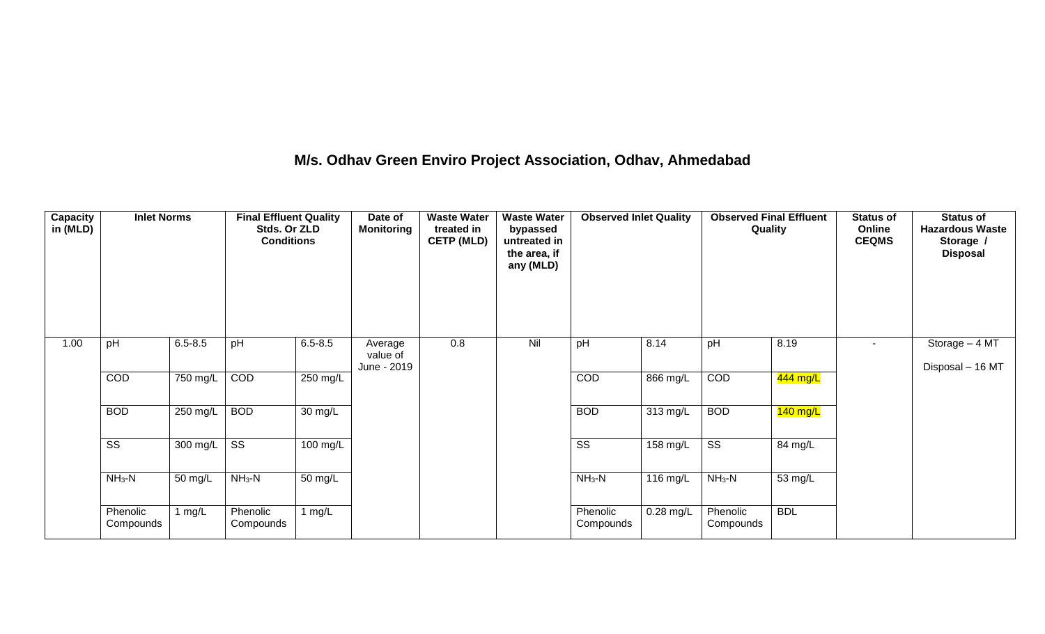## M/s. Odhav Green Enviro Project Association, Odhav, Ahmedabad

| Capacity in (MLD) | Inlet Norms | | Final Effluent Quality Stds. Or ZLD Conditions | | Date of Monitoring | Waste Water treated in CETP (MLD) | Waste Water bypassed untreated in the area, if any (MLD) | Observed Inlet Quality | | Observed Final Effluent Quality | | Status of Online CEQMS | Status of Hazardous Waste Storage / Disposal |
|---|---|---|---|---|---|---|---|---|---|---|---|---|---|
| 1.00 | pH | 6.5-8.5 | pH | 6.5-8.5 | Average value of June - 2019 | 0.8 | Nil | pH | 8.14 | pH | 8.19 | - | Storage – 4 MT<br>Disposal – 16 MT |
| | COD | 750 mg/L | COD | 250 mg/L | | | | COD | 866 mg/L | COD | 444 mg/L | | |
| | BOD | 250 mg/L | BOD | 30 mg/L | | | | BOD | 313 mg/L | BOD | 140 mg/L | | |
| | SS | 300 mg/L | SS | 100 mg/L | | | | SS | 158 mg/L | SS | 84 mg/L | | |
| | $NH_3$-N | 50 mg/L | $NH_3$-N | 50 mg/L | | | | $NH_3$-N | 116 mg/L | $NH_3$-N | 53 mg/L | | |
| | Phenolic Compounds | 1 mg/L | Phenolic Compounds | 1 mg/L | | | | Phenolic Compounds | 0.28 mg/L | Phenolic Compounds | BDL | | |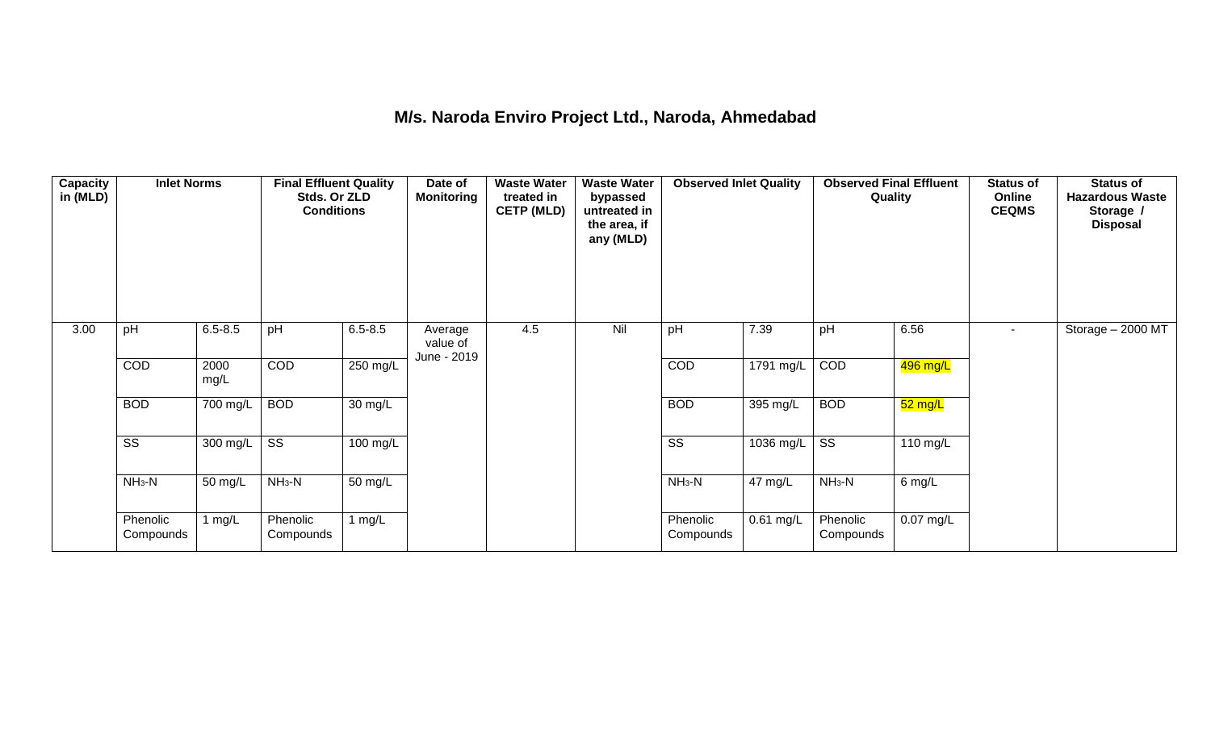# M/s. Naroda Enviro Project Ltd., Naroda, Ahmedabad

| Capacity in (MLD) | Inlet Norms | | Final Effluent Quality Stds. Or ZLD Conditions | | Date of Monitoring | Waste Water treated in CETP (MLD) | Waste Water bypassed untreated in the area, if any (MLD) | Observed Inlet Quality | | Observed Final Effluent Quality | | Status of Online CEQMS | Status of Hazardous Waste Storage / Disposal |
|---|---|---|---|---|---|---|---|---|---|---|---|---|---|
| 3.00 | pH | 6.5-8.5 | pH | 6.5-8.5 | Average value of June - 2019 | 4.5 | Nil | pH | 7.39 | pH | 6.56 | - | Storage – 2000 MT |
| | COD | 2000 mg/L | COD | 250 mg/L | | | | COD | 1791 mg/L | COD | 496 mg/L | | |
| | BOD | 700 mg/L | BOD | 30 mg/L | | | | BOD | 395 mg/L | BOD | 52 mg/L | | |
| | SS | 300 mg/L | SS | 100 mg/L | | | | SS | 1036 mg/L | SS | 110 mg/L | | |
| | $NH_3$-N | 50 mg/L | $NH_3$-N | 50 mg/L | | | | $NH_3$-N | 47 mg/L | $NH_3$-N | 6 mg/L | | |
| | Phenolic Compounds | 1 mg/L | Phenolic Compounds | 1 mg/L | | | | Phenolic Compounds | 0.61 mg/L | Phenolic Compounds | 0.07 mg/L | | |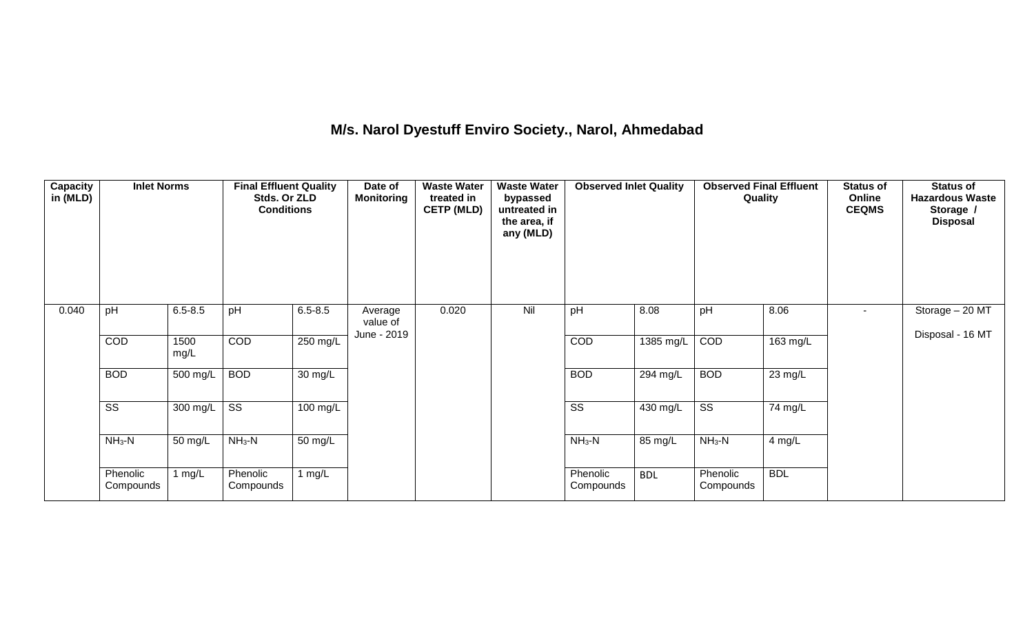## M/s. Narol Dyestuff Enviro Society., Narol, Ahmedabad

| Capacity in (MLD) | Inlet Norms | | Final Effluent Quality Stds. Or ZLD Conditions | | Date of Monitoring | Waste Water treated in CETP (MLD) | Waste Water bypassed untreated in the area, if any (MLD) | Observed Inlet Quality | | Observed Final Effluent Quality | | Status of Online CEQMS | Status of Hazardous Waste Storage / Disposal |
|---|---|---|---|---|---|---|---|---|---|---|---|---|---|
| 0.040 | pH | 6.5-8.5 | pH | 6.5-8.5 | Average value of June - 2019 | 0.020 | Nil | pH | 8.08 | pH | 8.06 | - | Storage – 20 MT<br><br>Disposal - 16 MT |
| | COD | 1500 mg/L | COD | 250 mg/L | | | | COD | 1385 mg/L | COD | 163 mg/L | | |
| | BOD | 500 mg/L | BOD | 30 mg/L | | | | BOD | 294 mg/L | BOD | 23 mg/L | | |
| | SS | 300 mg/L | SS | 100 mg/L | | | | SS | 430 mg/L | SS | 74 mg/L | | |
| | $NH_3$-N | 50 mg/L | $NH_3$-N | 50 mg/L | | | | $NH_3$-N | 85 mg/L | $NH_3$-N | 4 mg/L | | |
| | Phenolic Compounds | 1 mg/L | Phenolic Compounds | 1 mg/L | | | | Phenolic Compounds | BDL | Phenolic Compounds | BDL | | |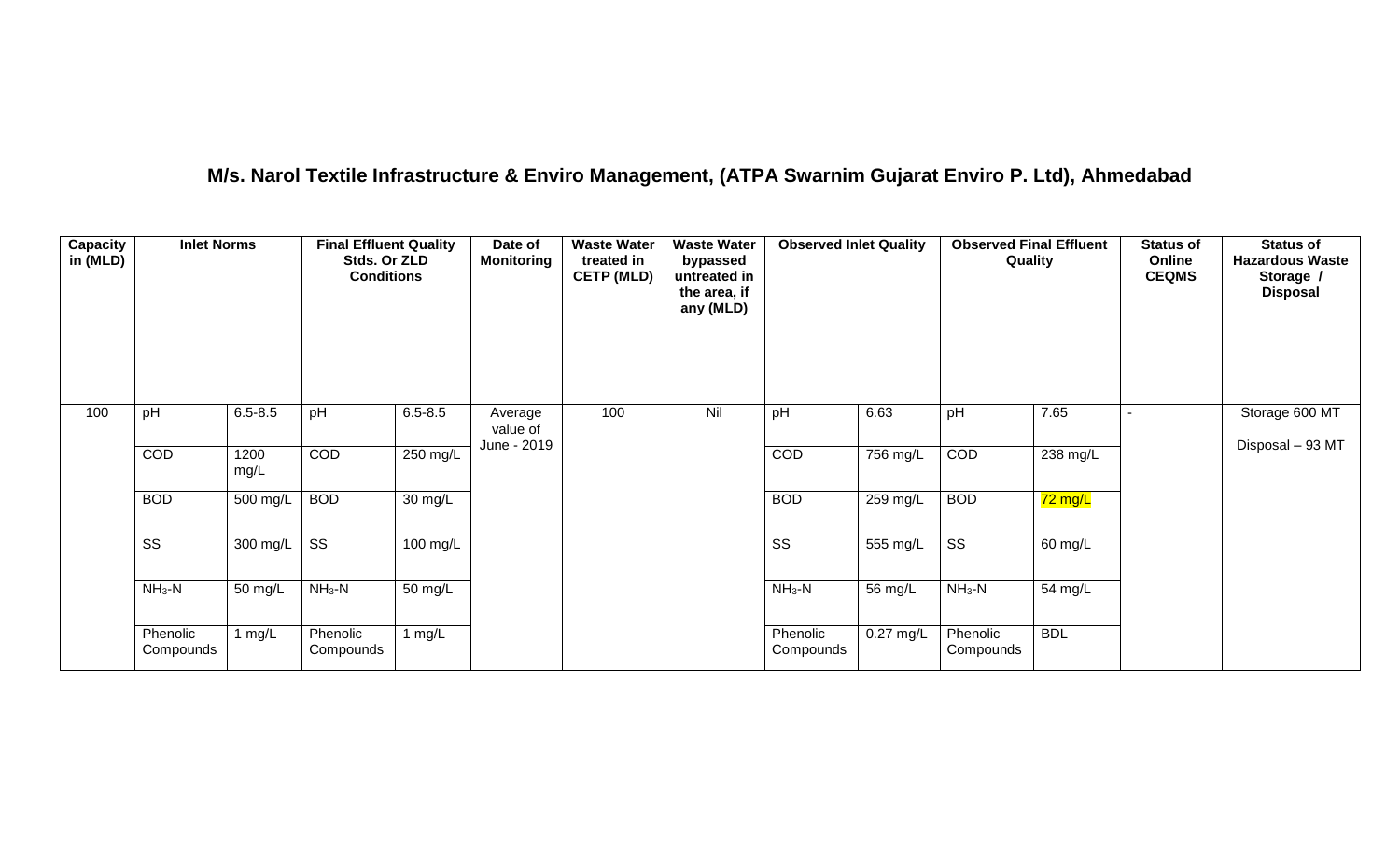## M/s. Narol Textile Infrastructure & Enviro Management, (ATPA Swarnim Gujarat Enviro P. Ltd), Ahmedabad

| Capacity in (MLD) | Inlet Norms | | Final Effluent Quality Stds. Or ZLD Conditions | | Date of Monitoring | Waste Water treated in CETP (MLD) | Waste Water bypassed untreated in the area, if any (MLD) | Observed Inlet Quality | | Observed Final Effluent Quality | | Status of Online CEQMS | Status of Hazardous Waste Storage / Disposal |
|---|---|---|---|---|---|---|---|---|---|---|---|---|---|
| 100 | pH | 6.5-8.5 | pH | 6.5-8.5 | Average value of June - 2019 | 100 | Nil | pH | 6.63 | pH | 7.65 | - | Storage 600 MT<br>Disposal – 93 MT |
| | COD | 1200 mg/L | COD | 250 mg/L | | | | COD | 756 mg/L | COD | 238 mg/L | | |
| | BOD | 500 mg/L | BOD | 30 mg/L | | | | BOD | 259 mg/L | BOD | 72 mg/L | | |
| | SS | 300 mg/L | SS | 100 mg/L | | | | SS | 555 mg/L | SS | 60 mg/L | | |
| | $NH_3$-N | 50 mg/L | $NH_3$-N | 50 mg/L | | | | $NH_3$-N | 56 mg/L | $NH_3$-N | 54 mg/L | | |
| | Phenolic Compounds | 1 mg/L | Phenolic Compounds | 1 mg/L | | | | Phenolic Compounds | 0.27 mg/L | Phenolic Compounds | BDL | | |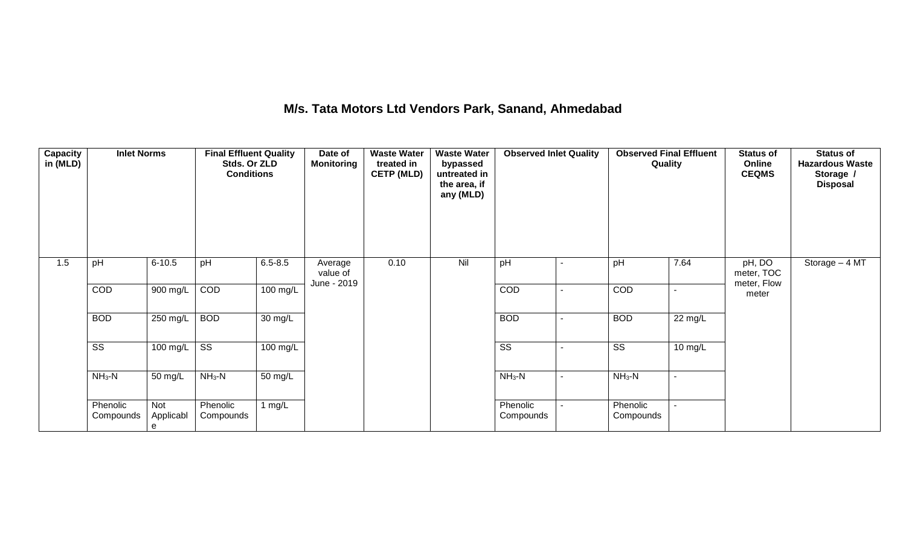## M/s. Tata Motors Ltd Vendors Park, Sanand, Ahmedabad

| Capacity in (MLD) | Inlet Norms | | Final Effluent Quality Stds. Or ZLD Conditions | | Date of Monitoring | Waste Water treated in CETP (MLD) | Waste Water bypassed untreated in the area, if any (MLD) | Observed Inlet Quality | | Observed Final Effluent Quality | | Status of Online CEQMS | Status of Hazardous Waste Storage / Disposal |
|---|---|---|---|---|---|---|---|---|---|---|---|---|---|
| 1.5 | pH | 6-10.5 | pH | 6.5-8.5 | Average value of June - 2019 | 0.10 | Nil | pH | - | pH | 7.64 | pH, DO meter, TOC meter, Flow meter | Storage – 4 MT |
| | COD | 900 mg/L | COD | 100 mg/L | | | | COD | - | COD | - | | |
| | BOD | 250 mg/L | BOD | 30 mg/L | | | | BOD | - | BOD | 22 mg/L | | |
| | SS | 100 mg/L | SS | 100 mg/L | | | | SS | - | SS | 10 mg/L | | |
| | $NH_3$-N | 50 mg/L | $NH_3$-N | 50 mg/L | | | | $NH_3$-N | - | $NH_3$-N | - | | |
| | Phenolic Compounds | Not Applicable | Phenolic Compounds | 1 mg/L | | | | Phenolic Compounds | - | Phenolic Compounds | - | | |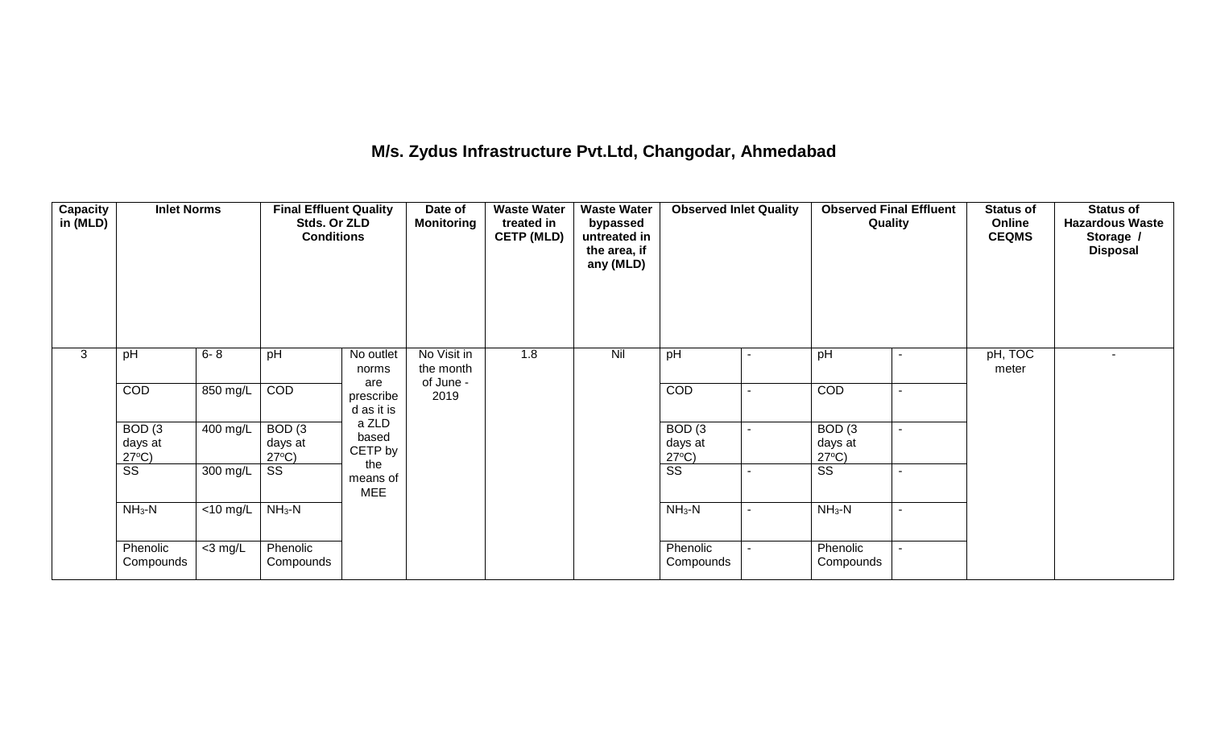## M/s. Zydus Infrastructure Pvt.Ltd, Changodar, Ahmedabad

| Capacity in (MLD) | Inlet Norms | | Final Effluent Quality Stds. Or ZLD Conditions | | Date of Monitoring | Waste Water treated in CETP (MLD) | Waste Water bypassed untreated in the area, if any (MLD) | Observed Inlet Quality | | Observed Final Effluent Quality | | Status of Online CEQMS | Status of Hazardous Waste Storage / Disposal |
|---|---|---|---|---|---|---|---|---|---|---|---|---|---|
| 3 | pH | 6- 8 | pH | No outlet norms are prescribed as it is a ZLD based CETP by the means of MEE | No Visit in the month of June - 2019 | 1.8 | Nil | pH | - | pH | - | pH, TOC meter | - |
| | COD | 850 mg/L | COD | | | | | COD | - | COD | - | | |
| | BOD (3 days at 27°C) | 400 mg/L | BOD (3 days at 27°C) | | | | | BOD (3 days at 27°C) | - | BOD (3 days at 27°C) | - | | |
| | SS | 300 mg/L | SS | | | | | SS | - | SS | - | | |
| | $NH_3$-N | <10 mg/L | $NH_3$-N | | | | | $NH_3$-N | - | $NH_3$-N | - | | |
| | Phenolic Compounds | <3 mg/L | Phenolic Compounds | | | | | Phenolic Compounds | - | Phenolic Compounds | - | | |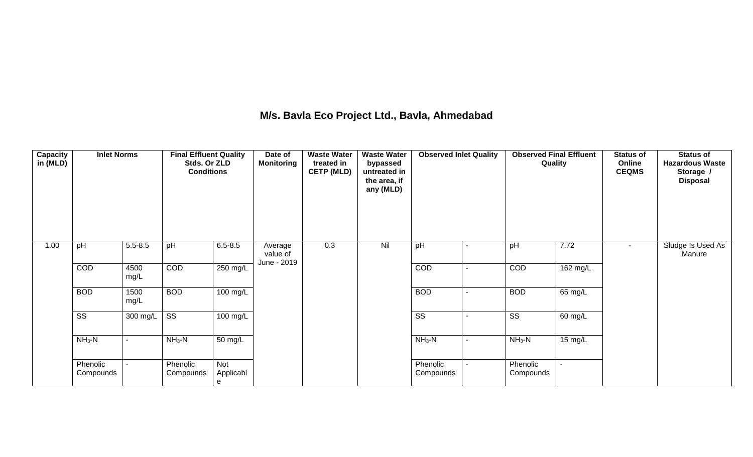## M/s. Bavla Eco Project Ltd., Bavla, Ahmedabad

| Capacity in (MLD) | Inlet Norms | | Final Effluent Quality Stds. Or ZLD Conditions | | Date of Monitoring | Waste Water treated in CETP (MLD) | Waste Water bypassed untreated in the area, if any (MLD) | Observed Inlet Quality | | Observed Final Effluent Quality | | Status of Online CEQMS | Status of Hazardous Waste Storage / Disposal |
|---|---|---|---|---|---|---|---|---|---|---|---|---|---|
| 1.00 | pH | 5.5-8.5 | pH | 6.5-8.5 | Average value of June - 2019 | 0.3 | Nil | pH | - | pH | 7.72 | - | Sludge Is Used As Manure |
| | COD | 4500 mg/L | COD | 250 mg/L | | | | COD | - | COD | 162 mg/L | | |
| | BOD | 1500 mg/L | BOD | 100 mg/L | | | | BOD | - | BOD | 65 mg/L | | |
| | SS | 300 mg/L | SS | 100 mg/L | | | | SS | - | SS | 60 mg/L | | |
| | $NH_3$-N | - | $NH_3$-N | 50 mg/L | | | | $NH_3$-N | - | $NH_3$-N | 15 mg/L | | |
| | Phenolic Compounds | - | Phenolic Compounds | Not Applicable | | | | Phenolic Compounds | - | Phenolic Compounds | - | | |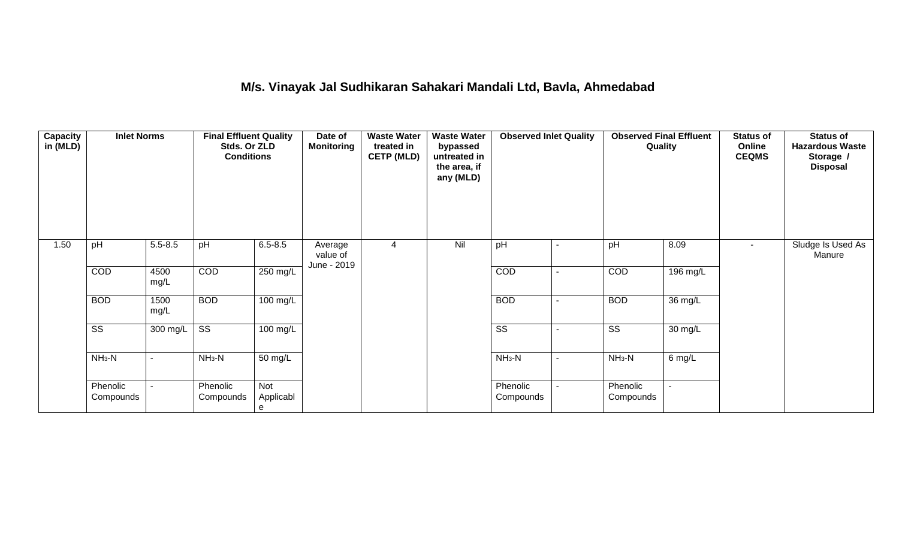# M/s. Vinayak Jal Sudhikaran Sahakari Mandali Ltd, Bavla, Ahmedabad

| Capacity in (MLD) | Inlet Norms | | Final Effluent Quality Stds. Or ZLD Conditions | | Date of Monitoring | Waste Water treated in CETP (MLD) | Waste Water bypassed untreated in the area, if any (MLD) | Observed Inlet Quality | | Observed Final Effluent Quality | | Status of Online CEQMS | Status of Hazardous Waste Storage / Disposal |
|---|---|---|---|---|---|---|---|---|---|---|---|---|---|
| 1.50 | pH | 5.5-8.5 | pH | 6.5-8.5 | Average value of June - 2019 | 4 | Nil | pH | - | pH | 8.09 | - | Sludge Is Used As Manure |
| | COD | 4500 mg/L | COD | 250 mg/L | | | | COD | - | COD | 196 mg/L | | |
| | BOD | 1500 mg/L | BOD | 100 mg/L | | | | BOD | - | BOD | 36 mg/L | | |
| | SS | 300 mg/L | SS | 100 mg/L | | | | SS | - | SS | 30 mg/L | | |
| | $NH_3$-N | - | $NH_3$-N | 50 mg/L | | | | $NH_3$-N | - | $NH_3$-N | 6 mg/L | | |
| | Phenolic Compounds | - | Phenolic Compounds | Not Applicable | | | | Phenolic Compounds | - | Phenolic Compounds | - | | |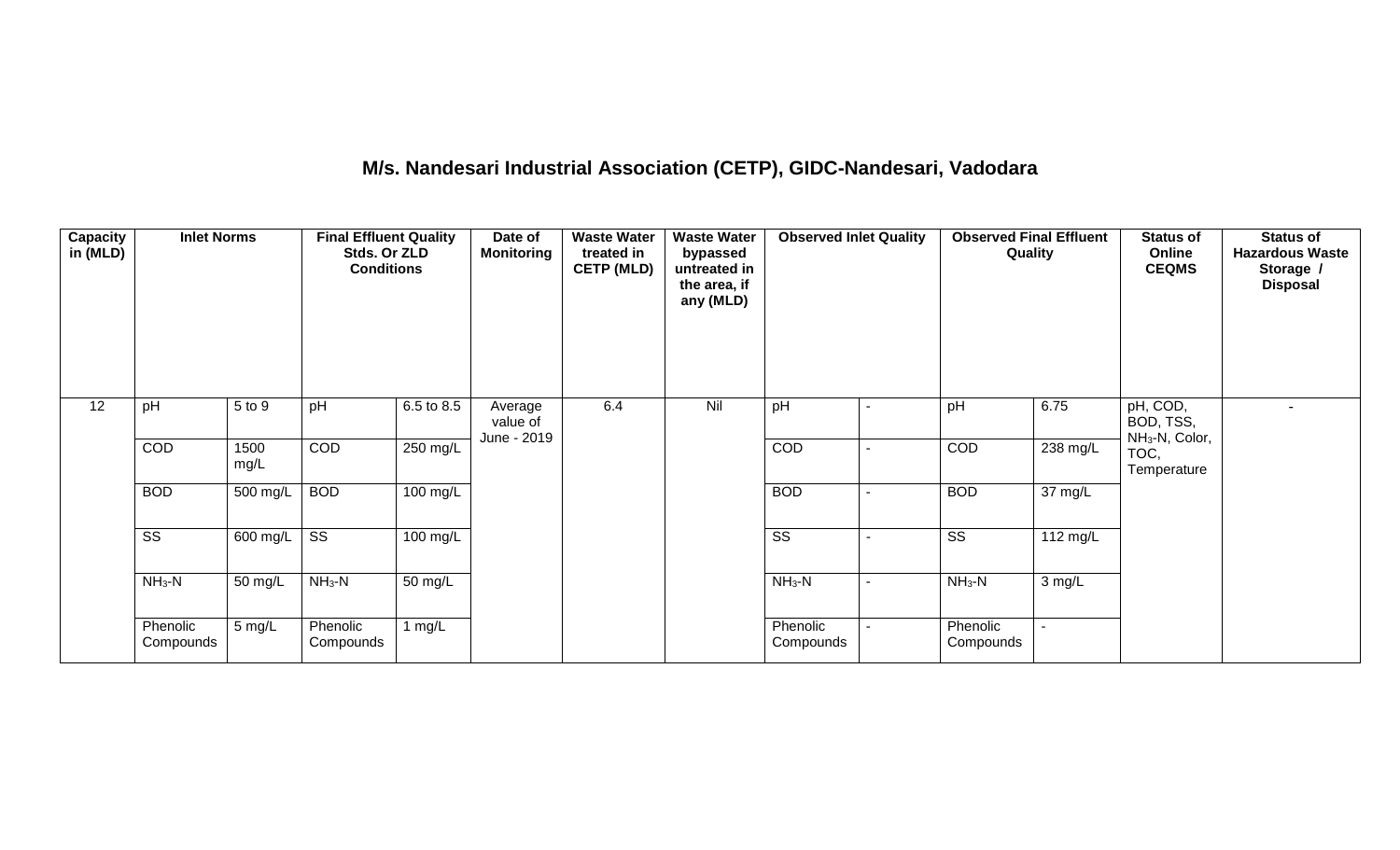# M/s. Nandesari Industrial Association (CETP), GIDC-Nandesari, Vadodara

| Capacity in (MLD) | Inlet Norms | | Final Effluent Quality Stds. Or ZLD Conditions | | Date of Monitoring | Waste Water treated in CETP (MLD) | Waste Water bypassed untreated in the area, if any (MLD) | Observed Inlet Quality | | Observed Final Effluent Quality | | Status of Online CEQMS | Status of Hazardous Waste Storage / Disposal |
|---|---|---|---|---|---|---|---|---|---|---|---|---|---|
| 12 | pH | 5 to 9 | pH | 6.5 to 8.5 | Average value of June - 2019 | 6.4 | Nil | pH | - | pH | 6.75 | pH, COD, BOD, TSS, $NH_3$-N, Color, TOC, Temperature | - |
| | COD | 1500 mg/L | COD | 250 mg/L | | | | COD | - | COD | 238 mg/L | | |
| | BOD | 500 mg/L | BOD | 100 mg/L | | | | BOD | - | BOD | 37 mg/L | | |
| | SS | 600 mg/L | SS | 100 mg/L | | | | SS | - | SS | 112 mg/L | | |
| | $NH_3$-N | 50 mg/L | $NH_3$-N | 50 mg/L | | | | $NH_3$-N | - | $NH_3$-N | 3 mg/L | | |
| | Phenolic Compounds | 5 mg/L | Phenolic Compounds | 1 mg/L | | | | Phenolic Compounds | - | Phenolic Compounds | - | | |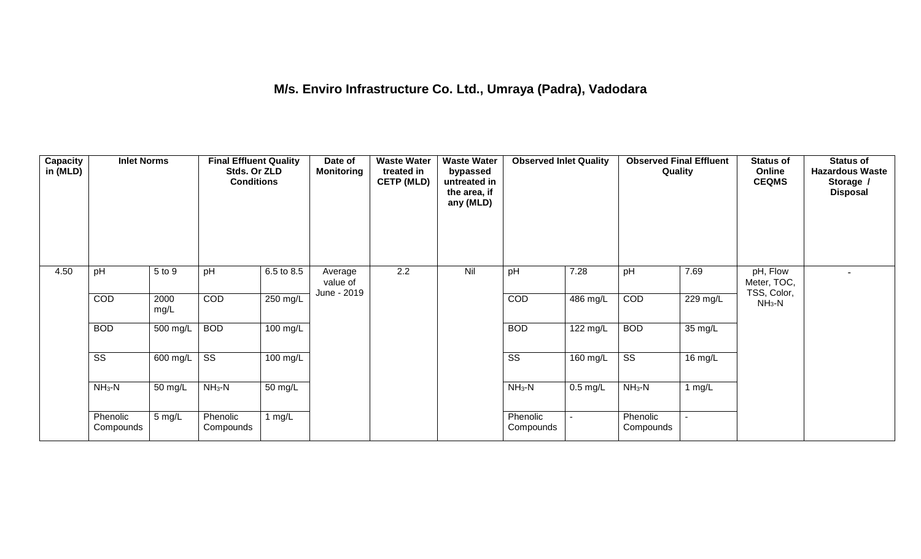# M/s. Enviro Infrastructure Co. Ltd., Umraya (Padra), Vadodara

| Capacity in (MLD) | Inlet Norms | | Final Effluent Quality Stds. Or ZLD Conditions | | Date of Monitoring | Waste Water treated in CETP (MLD) | Waste Water bypassed untreated in the area, if any (MLD) | Observed Inlet Quality | | Observed Final Effluent Quality | | Status of Online CEQMS | Status of Hazardous Waste Storage / Disposal |
|---|---|---|---|---|---|---|---|---|---|---|---|---|---|
| 4.50 | pH | 5 to 9 | pH | 6.5 to 8.5 | Average value of June - 2019 | 2.2 | Nil | pH | 7.28 | pH | 7.69 | pH, Flow Meter, TOC, TSS, Color, $NH_3$-N | - |
| | COD | 2000 mg/L | COD | 250 mg/L | | | | COD | 486 mg/L | COD | 229 mg/L | | |
| | BOD | 500 mg/L | BOD | 100 mg/L | | | | BOD | 122 mg/L | BOD | 35 mg/L | | |
| | SS | 600 mg/L | SS | 100 mg/L | | | | SS | 160 mg/L | SS | 16 mg/L | | |
| | $NH_3$-N | 50 mg/L | $NH_3$-N | 50 mg/L | | | | $NH_3$-N | 0.5 mg/L | $NH_3$-N | 1 mg/L | | |
| | Phenolic Compounds | 5 mg/L | Phenolic Compounds | 1 mg/L | | | | Phenolic Compounds | - | Phenolic Compounds | - | | |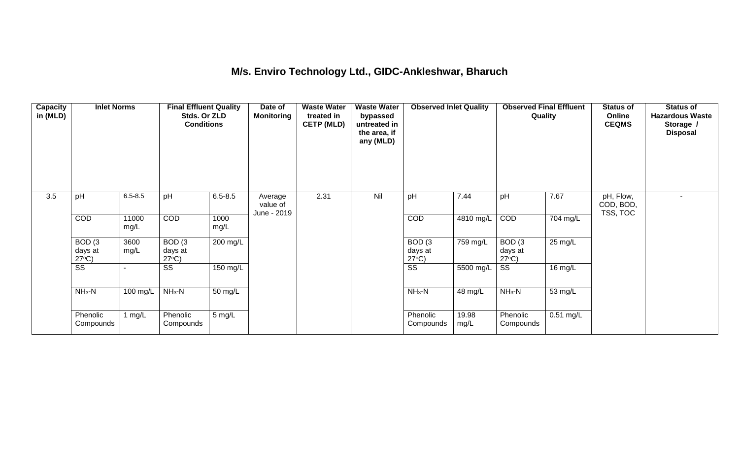# M/s. Enviro Technology Ltd., GIDC-Ankleshwar, Bharuch

| Capacity in (MLD) | Inlet Norms | | Final Effluent Quality Stds. Or ZLD Conditions | | Date of Monitoring | Waste Water treated in CETP (MLD) | Waste Water bypassed untreated in the area, if any (MLD) | Observed Inlet Quality | | Observed Final Effluent Quality | | Status of Online CEQMS | Status of Hazardous Waste Storage / Disposal |
|---|---|---|---|---|---|---|---|---|---|---|---|---|---|
| 3.5 | pH | 6.5-8.5 | pH | 6.5-8.5 | Average value of June - 2019 | 2.31 | Nil | pH | 7.44 | pH | 7.67 | pH, Flow, COD, BOD, TSS, TOC | - |
| | COD | 11000 mg/L | COD | 1000 mg/L | | | | COD | 4810 mg/L | COD | 704 mg/L | | |
| | BOD (3 days at 27°C) | 3600 mg/L | BOD (3 days at 27°C) | 200 mg/L | | | | BOD (3 days at 27°C) | 759 mg/L | BOD (3 days at 27°C) | 25 mg/L | | |
| | SS | - | SS | 150 mg/L | | | | SS | 5500 mg/L | SS | 16 mg/L | | |
| | $NH_3$-N | 100 mg/L | $NH_3$-N | 50 mg/L | | | | $NH_3$-N | 48 mg/L | $NH_3$-N | 53 mg/L | | |
| | Phenolic Compounds | 1 mg/L | Phenolic Compounds | 5 mg/L | | | | Phenolic Compounds | 19.98 mg/L | Phenolic Compounds | 0.51 mg/L | | |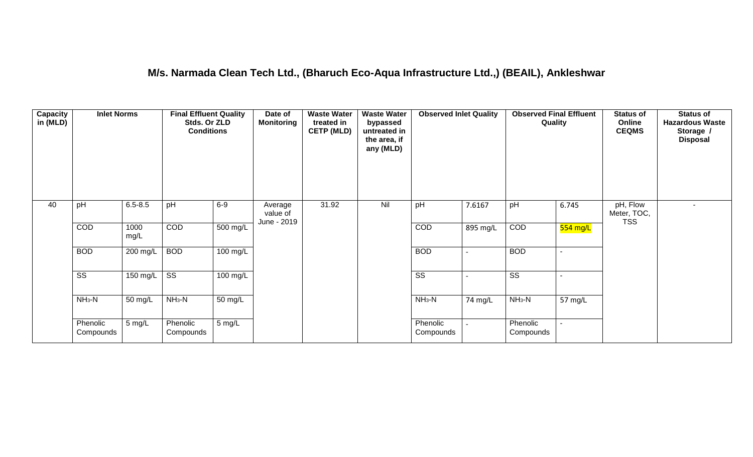# M/s. Narmada Clean Tech Ltd., (Bharuch Eco-Aqua Infrastructure Ltd.,) (BEAIL), Ankleshwar

| Capacity in (MLD) | Inlet Norms | | Final Effluent Quality Stds. Or ZLD Conditions | | Date of Monitoring | Waste Water treated in CETP (MLD) | Waste Water bypassed untreated in the area, if any (MLD) | Observed Inlet Quality | | Observed Final Effluent Quality | | Status of Online CEQMS | Status of Hazardous Waste Storage / Disposal |
|---|---|---|---|---|---|---|---|---|---|---|---|---|---|
| 40 | pH | 6.5-8.5 | pH | 6-9 | Average value of June - 2019 | 31.92 | Nil | pH | 7.6167 | pH | 6.745 | pH, Flow Meter, TOC, TSS | - |
| | COD | 1000 mg/L | COD | 500 mg/L | | | | COD | 895 mg/L | COD | 554 mg/L | | |
| | BOD | 200 mg/L | BOD | 100 mg/L | | | | BOD | - | BOD | - | | |
| | SS | 150 mg/L | SS | 100 mg/L | | | | SS | - | SS | - | | |
| | $NH_3$-N | 50 mg/L | $NH_3$-N | 50 mg/L | | | | $NH_3$-N | 74 mg/L | $NH_3$-N | 57 mg/L | | |
| | Phenolic Compounds | 5 mg/L | Phenolic Compounds | 5 mg/L | | | | Phenolic Compounds | - | Phenolic Compounds | - | | |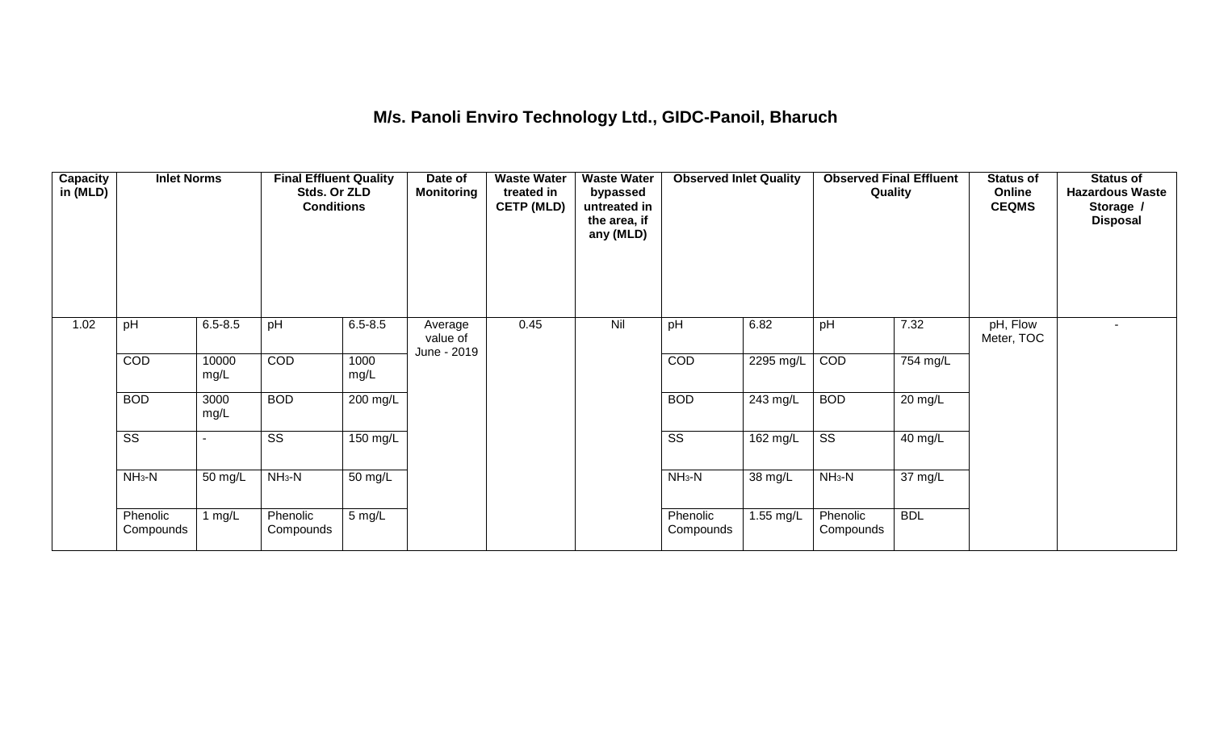# M/s. Panoli Enviro Technology Ltd., GIDC-Panoil, Bharuch

| Capacity in (MLD) | Inlet Norms | | Final Effluent Quality Stds. Or ZLD Conditions | | Date of Monitoring | Waste Water treated in CETP (MLD) | Waste Water bypassed untreated in the area, if any (MLD) | Observed Inlet Quality | | Observed Final Effluent Quality | | Status of Online CEQMS | Status of Hazardous Waste Storage / Disposal |
|---|---|---|---|---|---|---|---|---|---|---|---|---|---|
| 1.02 | pH | 6.5-8.5 | pH | 6.5-8.5 | Average value of June - 2019 | 0.45 | Nil | pH | 6.82 | pH | 7.32 | pH, Flow Meter, TOC | - |
| | COD | 10000 mg/L | COD | 1000 mg/L | | | | COD | 2295 mg/L | COD | 754 mg/L | | |
| | BOD | 3000 mg/L | BOD | 200 mg/L | | | | BOD | 243 mg/L | BOD | 20 mg/L | | |
| | SS | - | SS | 150 mg/L | | | | SS | 162 mg/L | SS | 40 mg/L | | |
| | $NH_3$-N | 50 mg/L | $NH_3$-N | 50 mg/L | | | | $NH_3$-N | 38 mg/L | $NH_3$-N | 37 mg/L | | |
| | Phenolic Compounds | 1 mg/L | Phenolic Compounds | 5 mg/L | | | | Phenolic Compounds | 1.55 mg/L | Phenolic Compounds | BDL | | |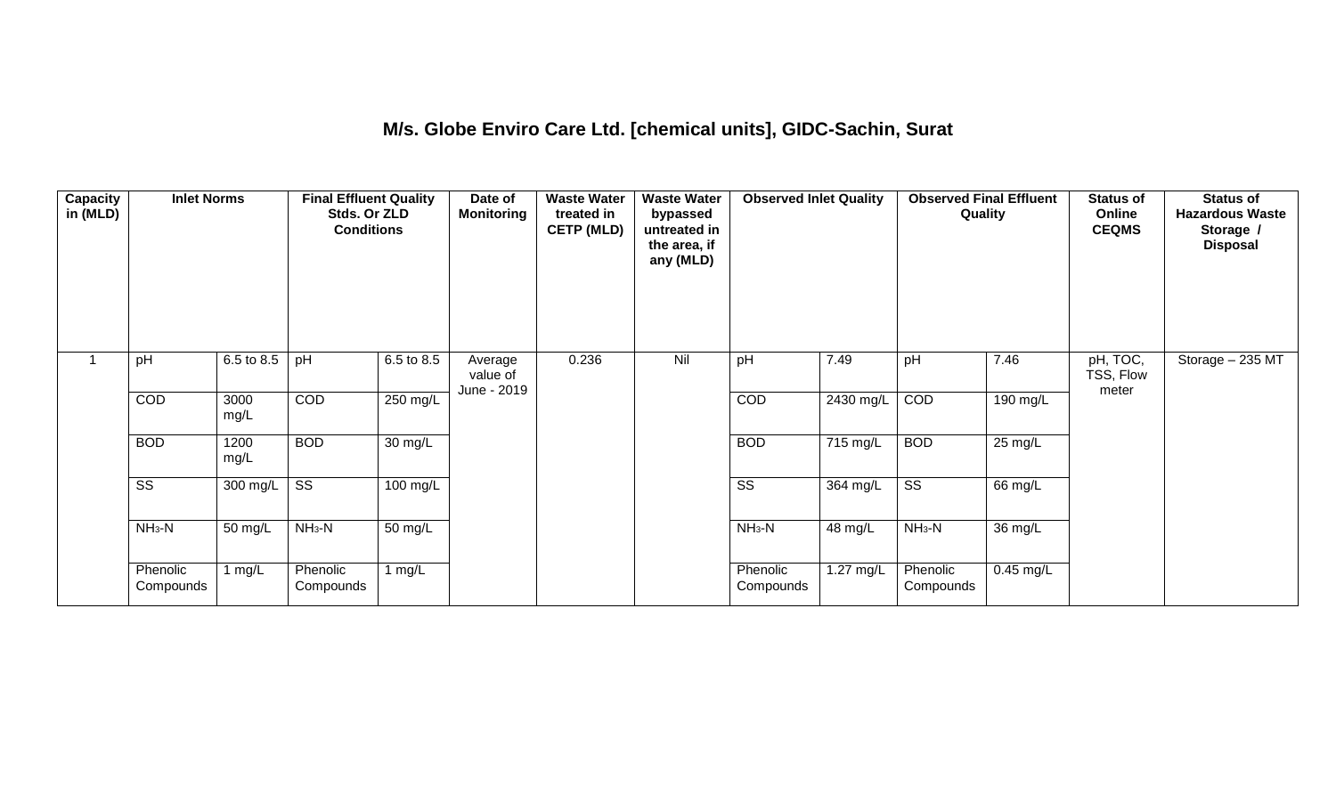# M/s. Globe Enviro Care Ltd. [chemical units], GIDC-Sachin, Surat

| Capacity in (MLD) | Inlet Norms | | Final Effluent Quality Stds. Or ZLD Conditions | | Date of Monitoring | Waste Water treated in CETP (MLD) | Waste Water bypassed untreated in the area, if any (MLD) | Observed Inlet Quality | | Observed Final Effluent Quality | | Status of Online CEQMS | Status of Hazardous Waste Storage / Disposal |
|---|---|---|---|---|---|---|---|---|---|---|---|---|---|
| 1 | pH | 6.5 to 8.5 | pH | 6.5 to 8.5 | Average value of June - 2019 | 0.236 | Nil | pH | 7.49 | pH | 7.46 | pH, TOC, TSS, Flow meter | Storage – 235 MT |
| | COD | 3000 mg/L | COD | 250 mg/L | | | | COD | 2430 mg/L | COD | 190 mg/L | | |
| | BOD | 1200 mg/L | BOD | 30 mg/L | | | | BOD | 715 mg/L | BOD | 25 mg/L | | |
| | SS | 300 mg/L | SS | 100 mg/L | | | | SS | 364 mg/L | SS | 66 mg/L | | |
| | $NH_3$-N | 50 mg/L | $NH_3$-N | 50 mg/L | | | | $NH_3$-N | 48 mg/L | $NH_3$-N | 36 mg/L | | |
| | Phenolic Compounds | 1 mg/L | Phenolic Compounds | 1 mg/L | | | | Phenolic Compounds | 1.27 mg/L | Phenolic Compounds | 0.45 mg/L | | |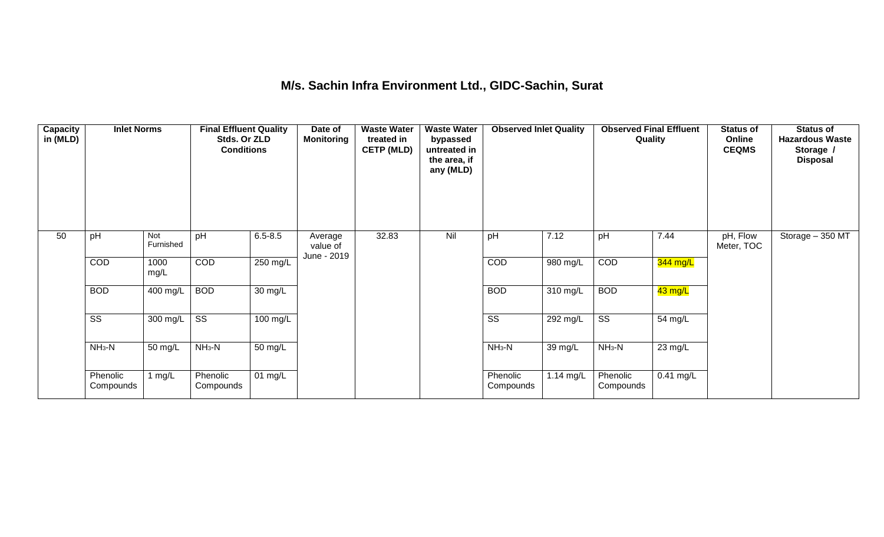# M/s. Sachin Infra Environment Ltd., GIDC-Sachin, Surat

| Capacity in (MLD) | Inlet Norms | | Final Effluent Quality Stds. Or ZLD Conditions | | Date of Monitoring | Waste Water treated in CETP (MLD) | Waste Water bypassed untreated in the area, if any (MLD) | Observed Inlet Quality | | Observed Final Effluent Quality | | Status of Online CEQMS | Status of Hazardous Waste Storage / Disposal |
|---|---|---|---|---|---|---|---|---|---|---|---|---|---|
| 50 | pH | Not Furnished | pH | 6.5-8.5 | Average value of June - 2019 | 32.83 | Nil | pH | 7.12 | pH | 7.44 | pH, Flow Meter, TOC | Storage – 350 MT |
| | COD | 1000 mg/L | COD | 250 mg/L | | | | COD | 980 mg/L | COD | 344 mg/L | | |
| | BOD | 400 mg/L | BOD | 30 mg/L | | | | BOD | 310 mg/L | BOD | 43 mg/L | | |
| | SS | 300 mg/L | SS | 100 mg/L | | | | SS | 292 mg/L | SS | 54 mg/L | | |
| | $NH_3$-N | 50 mg/L | $NH_3$-N | 50 mg/L | | | | $NH_3$-N | 39 mg/L | $NH_3$-N | 23 mg/L | | |
| | Phenolic Compounds | 1 mg/L | Phenolic Compounds | 01 mg/L | | | | Phenolic Compounds | 1.14 mg/L | Phenolic Compounds | 0.41 mg/L | | |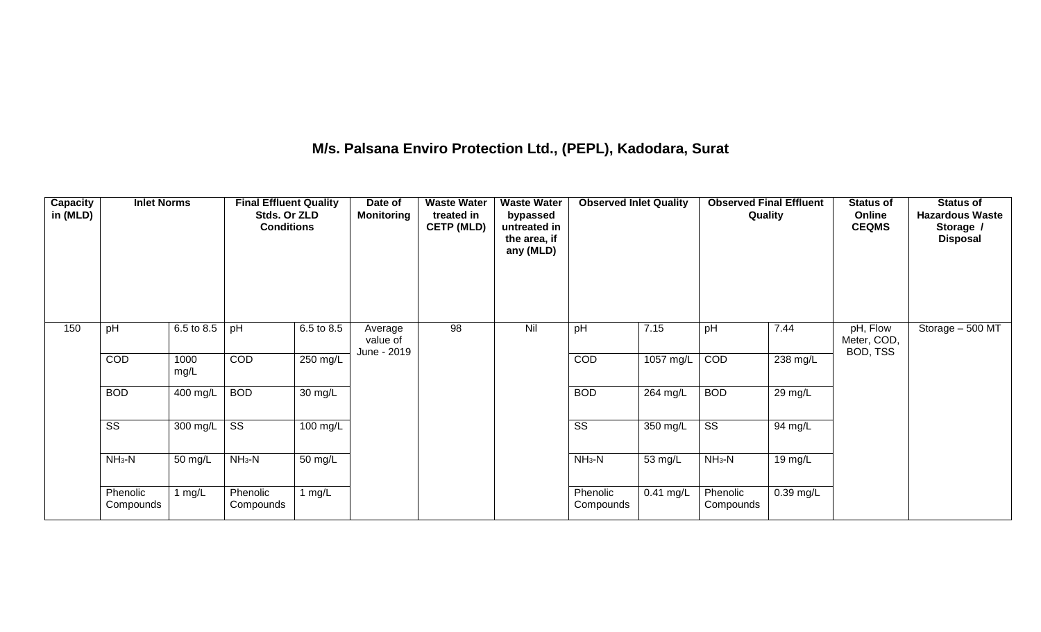## M/s. Palsana Enviro Protection Ltd., (PEPL), Kadodara, Surat

| Capacity in (MLD) | Inlet Norms | | Final Effluent Quality Stds. Or ZLD Conditions | | Date of Monitoring | Waste Water treated in CETP (MLD) | Waste Water bypassed untreated in the area, if any (MLD) | Observed Inlet Quality | | Observed Final Effluent Quality | | Status of Online CEQMS | Status of Hazardous Waste Storage / Disposal |
|---|---|---|---|---|---|---|---|---|---|---|---|---|---|
| 150 | pH | 6.5 to 8.5 | pH | 6.5 to 8.5 | Average value of June - 2019 | 98 | Nil | pH | 7.15 | pH | 7.44 | pH, Flow Meter, COD, BOD, TSS | Storage – 500 MT |
| | COD | 1000 mg/L | COD | 250 mg/L | | | | COD | 1057 mg/L | COD | 238 mg/L | | |
| | BOD | 400 mg/L | BOD | 30 mg/L | | | | BOD | 264 mg/L | BOD | 29 mg/L | | |
| | SS | 300 mg/L | SS | 100 mg/L | | | | SS | 350 mg/L | SS | 94 mg/L | | |
| | $NH_3$-N | 50 mg/L | $NH_3$-N | 50 mg/L | | | | $NH_3$-N | 53 mg/L | $NH_3$-N | 19 mg/L | | |
| | Phenolic Compounds | 1 mg/L | Phenolic Compounds | 1 mg/L | | | | Phenolic Compounds | 0.41 mg/L | Phenolic Compounds | 0.39 mg/L | | |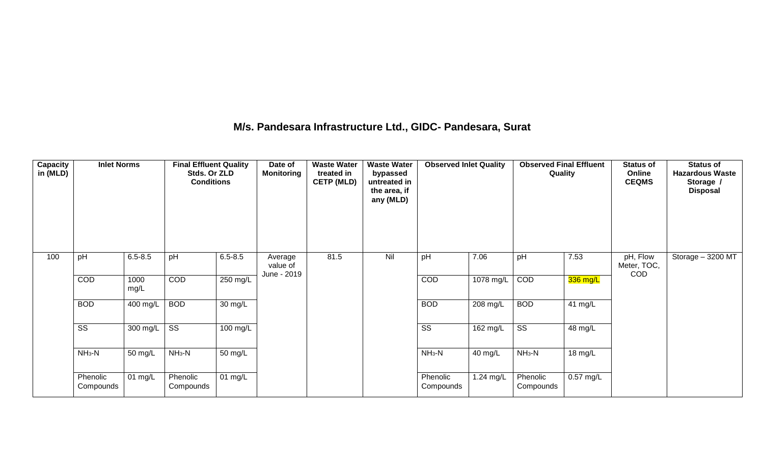## M/s. Pandesara Infrastructure Ltd., GIDC- Pandesara, Surat

| Capacity in (MLD) | Inlet Norms | | Final Effluent Quality Stds. Or ZLD Conditions | | Date of Monitoring | Waste Water treated in CETP (MLD) | Waste Water bypassed untreated in the area, if any (MLD) | Observed Inlet Quality | | Observed Final Effluent Quality | | Status of Online CEQMS | Status of Hazardous Waste Storage / Disposal |
|---|---|---|---|---|---|---|---|---|---|---|---|---|---|
| 100 | pH | 6.5-8.5 | pH | 6.5-8.5 | Average value of June - 2019 | 81.5 | Nil | pH | 7.06 | pH | 7.53 | pH, Flow Meter, TOC, COD | Storage – 3200 MT |
| | COD | 1000 mg/L | COD | 250 mg/L | | | | COD | 1078 mg/L | COD | 336 mg/L | | |
| | BOD | 400 mg/L | BOD | 30 mg/L | | | | BOD | 208 mg/L | BOD | 41 mg/L | | |
| | SS | 300 mg/L | SS | 100 mg/L | | | | SS | 162 mg/L | SS | 48 mg/L | | |
| | $NH_3$-N | 50 mg/L | $NH_3$-N | 50 mg/L | | | | $NH_3$-N | 40 mg/L | $NH_3$-N | 18 mg/L | | |
| | Phenolic Compounds | 01 mg/L | Phenolic Compounds | 01 mg/L | | | | Phenolic Compounds | 1.24 mg/L | Phenolic Compounds | 0.57 mg/L | | |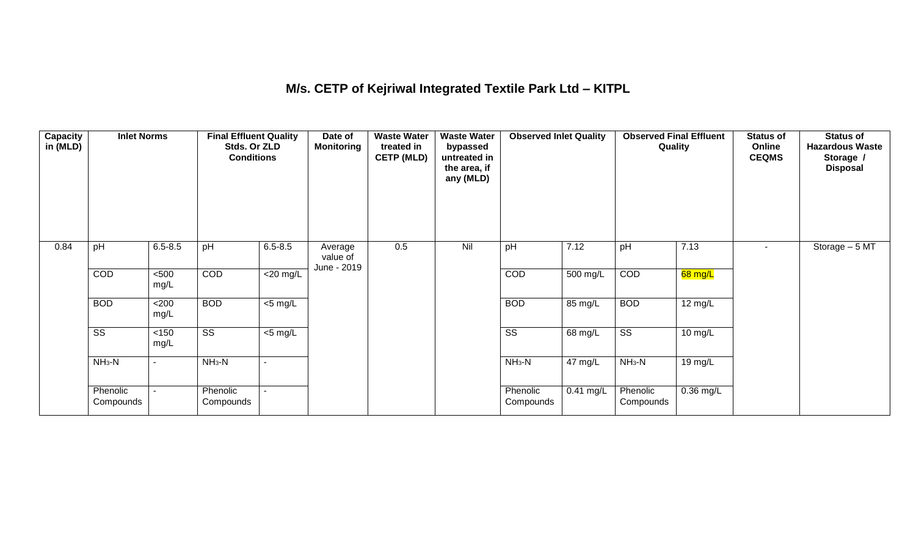# M/s. CETP of Kejriwal Integrated Textile Park Ltd – KITPL

| Capacity in (MLD) | Inlet Norms | | Final Effluent Quality Stds. Or ZLD Conditions | | Date of Monitoring | Waste Water treated in CETP (MLD) | Waste Water bypassed untreated in the area, if any (MLD) | Observed Inlet Quality | | Observed Final Effluent Quality | | Status of Online CEQMS | Status of Hazardous Waste Storage / Disposal |
|---|---|---|---|---|---|---|---|---|---|---|---|---|---|
| 0.84 | pH | 6.5-8.5 | pH | 6.5-8.5 | Average value of June - 2019 | 0.5 | Nil | pH | 7.12 | pH | 7.13 | - | Storage – 5 MT |
| | COD | <500 mg/L | COD | <20 mg/L | | | | COD | 500 mg/L | COD | 68 mg/L | | |
| | BOD | <200 mg/L | BOD | <5 mg/L | | | | BOD | 85 mg/L | BOD | 12 mg/L | | |
| | SS | <150 mg/L | SS | <5 mg/L | | | | SS | 68 mg/L | SS | 10 mg/L | | |
| | $NH_3$-N | - | $NH_3$-N | - | | | | $NH_3$-N | 47 mg/L | $NH_3$-N | 19 mg/L | | |
| | Phenolic Compounds | - | Phenolic Compounds | - | | | | Phenolic Compounds | 0.41 mg/L | Phenolic Compounds | 0.36 mg/L | | |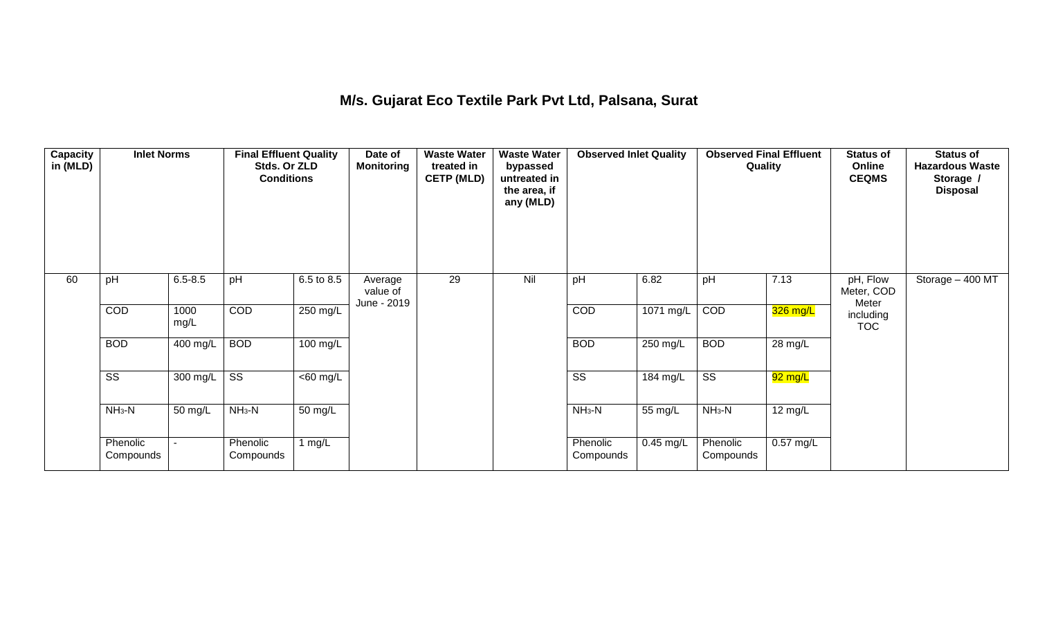# M/s. Gujarat Eco Textile Park Pvt Ltd, Palsana, Surat

| Capacity in (MLD) | Inlet Norms | | Final Effluent Quality Stds. Or ZLD Conditions | | Date of Monitoring | Waste Water treated in CETP (MLD) | Waste Water bypassed untreated in the area, if any (MLD) | Observed Inlet Quality | | Observed Final Effluent Quality | | Status of Online CEQMS | Status of Hazardous Waste Storage / Disposal |
|---|---|---|---|---|---|---|---|---|---|---|---|---|---|
| 60 | pH | 6.5-8.5 | pH | 6.5 to 8.5 | Average value of June - 2019 | 29 | Nil | pH | 6.82 | pH | 7.13 | pH, Flow Meter, COD Meter including TOC | Storage – 400 MT |
| | COD | 1000 mg/L | COD | 250 mg/L | | | | COD | 1071 mg/L | COD | 326 mg/L | | |
| | BOD | 400 mg/L | BOD | 100 mg/L | | | | BOD | 250 mg/L | BOD | 28 mg/L | | |
| | SS | 300 mg/L | SS | <60 mg/L | | | | SS | 184 mg/L | SS | 92 mg/L | | |
| | $NH_3$-N | 50 mg/L | $NH_3$-N | 50 mg/L | | | | $NH_3$-N | 55 mg/L | $NH_3$-N | 12 mg/L | | |
| | Phenolic Compounds | - | Phenolic Compounds | 1 mg/L | | | | Phenolic Compounds | 0.45 mg/L | Phenolic Compounds | 0.57 mg/L | | |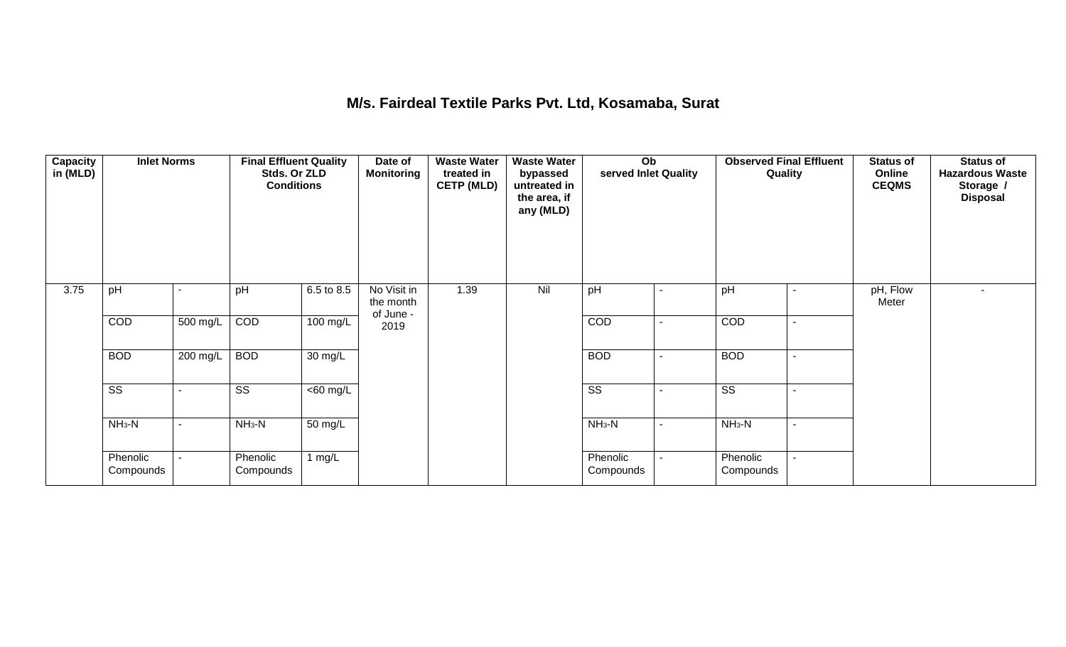# M/s. Fairdeal Textile Parks Pvt. Ltd, Kosamaba, Surat

| Capacity in (MLD) | Inlet Norms | | Final Effluent Quality Stds. Or ZLD Conditions | | Date of Monitoring | Waste Water treated in CETP (MLD) | Waste Water bypassed untreated in the area, if any (MLD) | Observed Inlet Quality | | Observed Final Effluent Quality | | Status of Online CEQMS | Status of Hazardous Waste Storage / Disposal |
|---|---|---|---|---|---|---|---|---|---|---|---|---|---|
| 3.75 | pH | - | pH | 6.5 to 8.5 | No Visit in the month of June - 2019 | 1.39 | Nil | pH | - | pH | - | pH, Flow Meter | - |
| | COD | 500 mg/L | COD | 100 mg/L | | | | COD | - | COD | - | | |
| | BOD | 200 mg/L | BOD | 30 mg/L | | | | BOD | - | BOD | - | | |
| | SS | - | SS | <60 mg/L | | | | SS | - | SS | - | | |
| | $NH_3$-N | - | $NH_3$-N | 50 mg/L | | | | $NH_3$-N | - | $NH_3$-N | - | | |
| | Phenolic Compounds | - | Phenolic Compounds | 1 mg/L | | | | Phenolic Compounds | - | Phenolic Compounds | - | | |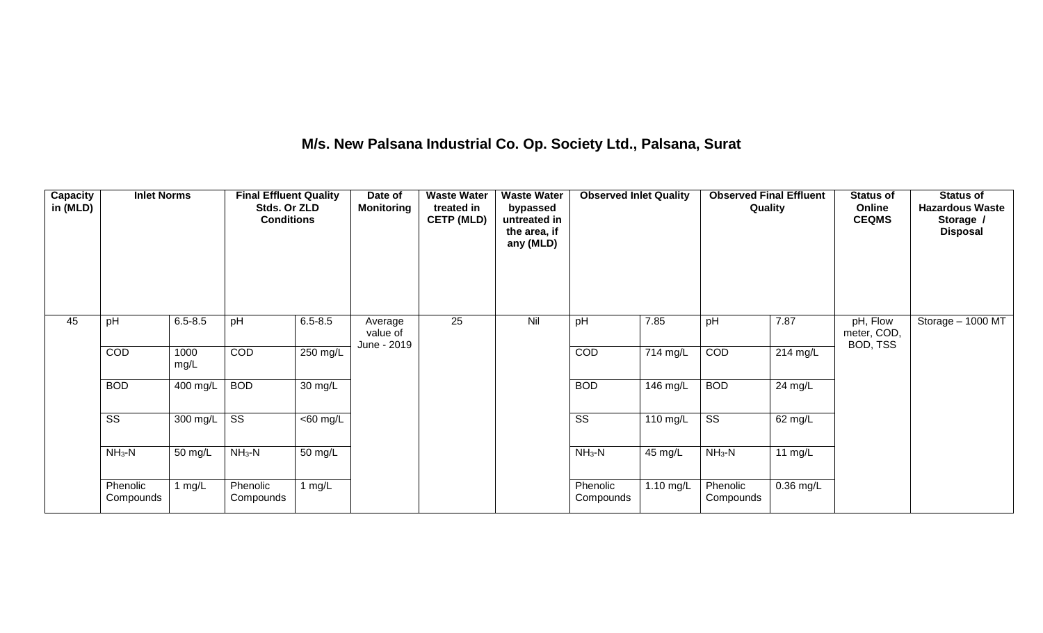## M/s. New Palsana Industrial Co. Op. Society Ltd., Palsana, Surat

| Capacity in (MLD) | Inlet Norms | | Final Effluent Quality Stds. Or ZLD Conditions | | Date of Monitoring | Waste Water treated in CETP (MLD) | Waste Water bypassed untreated in the area, if any (MLD) | Observed Inlet Quality | | Observed Final Effluent Quality | | Status of Online CEQMS | Status of Hazardous Waste Storage / Disposal |
|---|---|---|---|---|---|---|---|---|---|---|---|---|---|
| 45 | pH | 6.5-8.5 | pH | 6.5-8.5 | Average value of June - 2019 | 25 | Nil | pH | 7.85 | pH | 7.87 | pH, Flow meter, COD, BOD, TSS | Storage – 1000 MT |
| | COD | 1000 mg/L | COD | 250 mg/L | | | | COD | 714 mg/L | COD | 214 mg/L | | |
| | BOD | 400 mg/L | BOD | 30 mg/L | | | | BOD | 146 mg/L | BOD | 24 mg/L | | |
| | SS | 300 mg/L | SS | <60 mg/L | | | | SS | 110 mg/L | SS | 62 mg/L | | |
| | $NH_3$-N | 50 mg/L | $NH_3$-N | 50 mg/L | | | | $NH_3$-N | 45 mg/L | $NH_3$-N | 11 mg/L | | |
| | Phenolic Compounds | 1 mg/L | Phenolic Compounds | 1 mg/L | | | | Phenolic Compounds | 1.10 mg/L | Phenolic Compounds | 0.36 mg/L | | |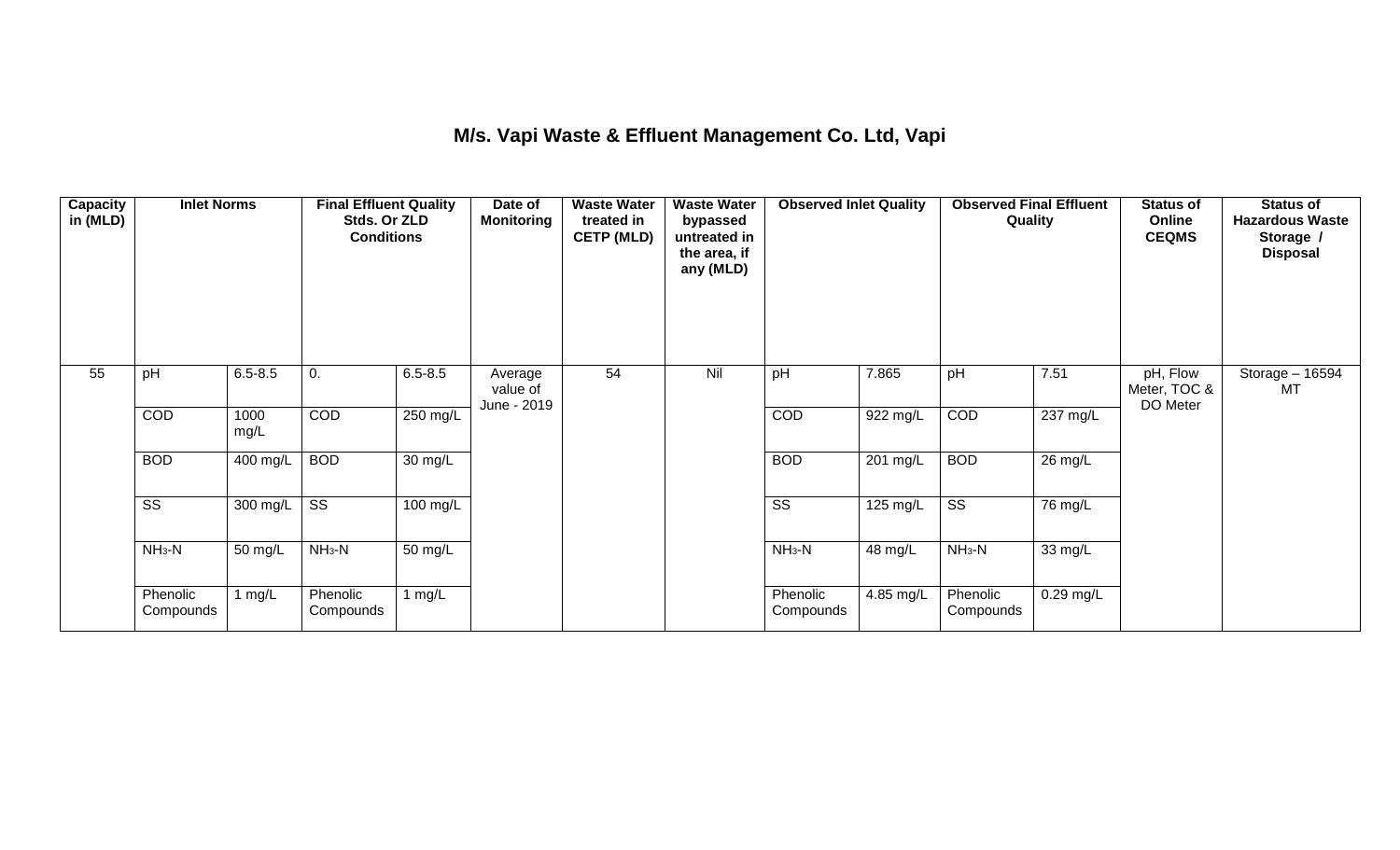# M/s. Vapi Waste & Effluent Management Co. Ltd, Vapi

| Capacity in (MLD) | Inlet Norms | | Final Effluent Quality Stds. Or ZLD Conditions | | Date of Monitoring | Waste Water treated in CETP (MLD) | Waste Water bypassed untreated in the area, if any (MLD) | Observed Inlet Quality | | Observed Final Effluent Quality | | Status of Online CEQMS | Status of Hazardous Waste Storage / Disposal |
|---|---|---|---|---|---|---|---|---|---|---|---|---|---|
| 55 | pH | 6.5-8.5 | 0. | 6.5-8.5 | Average value of June - 2019 | 54 | Nil | pH | 7.865 | pH | 7.51 | pH, Flow Meter, TOC & DO Meter | Storage – 16594 MT |
| | COD | 1000 mg/L | COD | 250 mg/L | | | | COD | 922 mg/L | COD | 237 mg/L | | |
| | BOD | 400 mg/L | BOD | 30 mg/L | | | | BOD | 201 mg/L | BOD | 26 mg/L | | |
| | SS | 300 mg/L | SS | 100 mg/L | | | | SS | 125 mg/L | SS | 76 mg/L | | |
| | $NH_3$-N | 50 mg/L | $NH_3$-N | 50 mg/L | | | | $NH_3$-N | 48 mg/L | $NH_3$-N | 33 mg/L | | |
| | Phenolic Compounds | 1 mg/L | Phenolic Compounds | 1 mg/L | | | | Phenolic Compounds | 4.85 mg/L | Phenolic Compounds | 0.29 mg/L | | |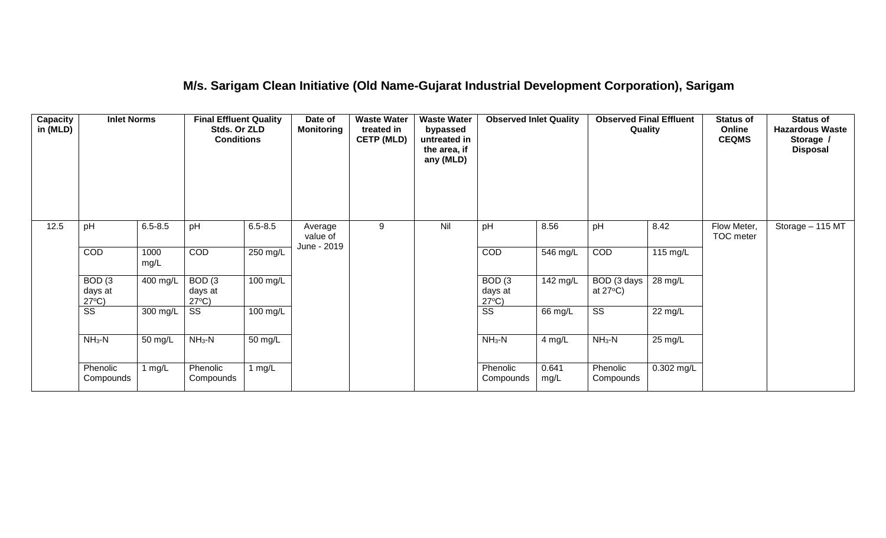## M/s. Sarigam Clean Initiative (Old Name-Gujarat Industrial Development Corporation), Sarigam

| Capacity in (MLD) | Inlet Norms | | Final Effluent Quality Stds. Or ZLD Conditions | | Date of Monitoring | Waste Water treated in CETP (MLD) | Waste Water bypassed untreated in the area, if any (MLD) | Observed Inlet Quality | | Observed Final Effluent Quality | | Status of Online CEQMS | Status of Hazardous Waste Storage / Disposal |
|---|---|---|---|---|---|---|---|---|---|---|---|---|---|
| 12.5 | pH | 6.5-8.5 | pH | 6.5-8.5 | Average value of June - 2019 | 9 | Nil | pH | 8.56 | pH | 8.42 | Flow Meter, TOC meter | Storage – 115 MT |
| | COD | 1000 mg/L | COD | 250 mg/L | | | | COD | 546 mg/L | COD | 115 mg/L | | |
| | BOD (3 days at 27°C) | 400 mg/L | BOD (3 days at 27°C) | 100 mg/L | | | | BOD (3 days at 27°C) | 142 mg/L | BOD (3 days at 27°C) | 28 mg/L | | |
| | SS | 300 mg/L | SS | 100 mg/L | | | | SS | 66 mg/L | SS | 22 mg/L | | |
| | $NH_3$-N | 50 mg/L | $NH_3$-N | 50 mg/L | | | | $NH_3$-N | 4 mg/L | $NH_3$-N | 25 mg/L | | |
| | Phenolic Compounds | 1 mg/L | Phenolic Compounds | 1 mg/L | | | | Phenolic Compounds | 0.641 mg/L | Phenolic Compounds | 0.302 mg/L | | |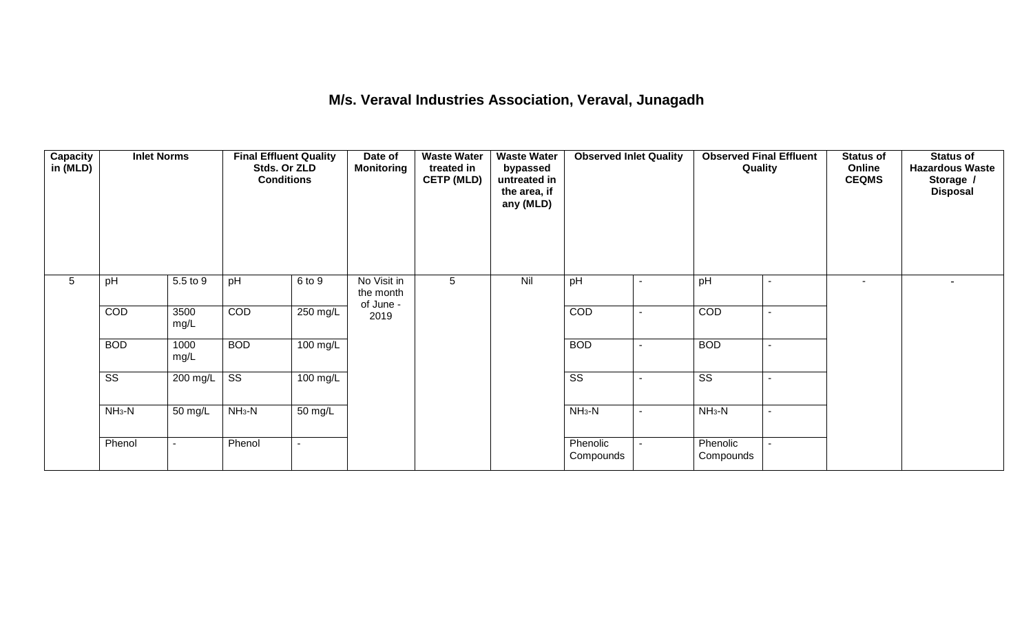# M/s. Veraval Industries Association, Veraval, Junagadh

| Capacity in (MLD) | Inlet Norms | | Final Effluent Quality Stds. Or ZLD Conditions | | Date of Monitoring | Waste Water treated in CETP (MLD) | Waste Water bypassed untreated in the area, if any (MLD) | Observed Inlet Quality | | Observed Final Effluent Quality | | Status of Online CEQMS | Status of Hazardous Waste Storage / Disposal |
|---|---|---|---|---|---|---|---|---|---|---|---|---|---|
| 5 | pH | 5.5 to 9 | pH | 6 to 9 | No Visit in the month of June - 2019 | 5 | Nil | pH | - | pH | - | - | - |
| | COD | 3500 mg/L | COD | 250 mg/L | | | | COD | - | COD | - | | |
| | BOD | 1000 mg/L | BOD | 100 mg/L | | | | BOD | - | BOD | - | | |
| | SS | 200 mg/L | SS | 100 mg/L | | | | SS | - | SS | - | | |
| | $NH_3$-N | 50 mg/L | $NH_3$-N | 50 mg/L | | | | $NH_3$-N | - | $NH_3$-N | - | | |
| | Phenol | - | Phenol | - | | | | Phenolic Compounds | - | Phenolic Compounds | - | | |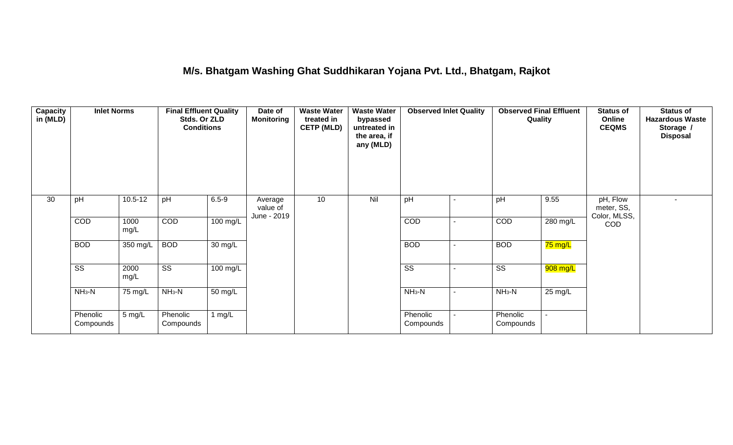# M/s. Bhatgam Washing Ghat Suddhikaran Yojana Pvt. Ltd., Bhatgam, Rajkot

| Capacity in (MLD) | Inlet Norms | | Final Effluent Quality Stds. Or ZLD Conditions | | Date of Monitoring | Waste Water treated in CETP (MLD) | Waste Water bypassed untreated in the area, if any (MLD) | Observed Inlet Quality | | Observed Final Effluent Quality | | Status of Online CEQMS | Status of Hazardous Waste Storage / Disposal |
|---|---|---|---|---|---|---|---|---|---|---|---|---|---|
| 30 | pH | 10.5-12 | pH | 6.5-9 | Average value of June - 2019 | 10 | Nil | pH | - | pH | 9.55 | pH, Flow meter, SS, Color, MLSS, COD | - |
| | COD | 1000 mg/L | COD | 100 mg/L | | | | COD | - | COD | 280 mg/L | | |
| | BOD | 350 mg/L | BOD | 30 mg/L | | | | BOD | - | BOD | 75 mg/L | | |
| | SS | 2000 mg/L | SS | 100 mg/L | | | | SS | - | SS | 908 mg/L | | |
| | $NH_3$-N | 75 mg/L | $NH_3$-N | 50 mg/L | | | | $NH_3$-N | - | $NH_3$-N | 25 mg/L | | |
| | Phenolic Compounds | 5 mg/L | Phenolic Compounds | 1 mg/L | | | | Phenolic Compounds | - | Phenolic Compounds | - | | |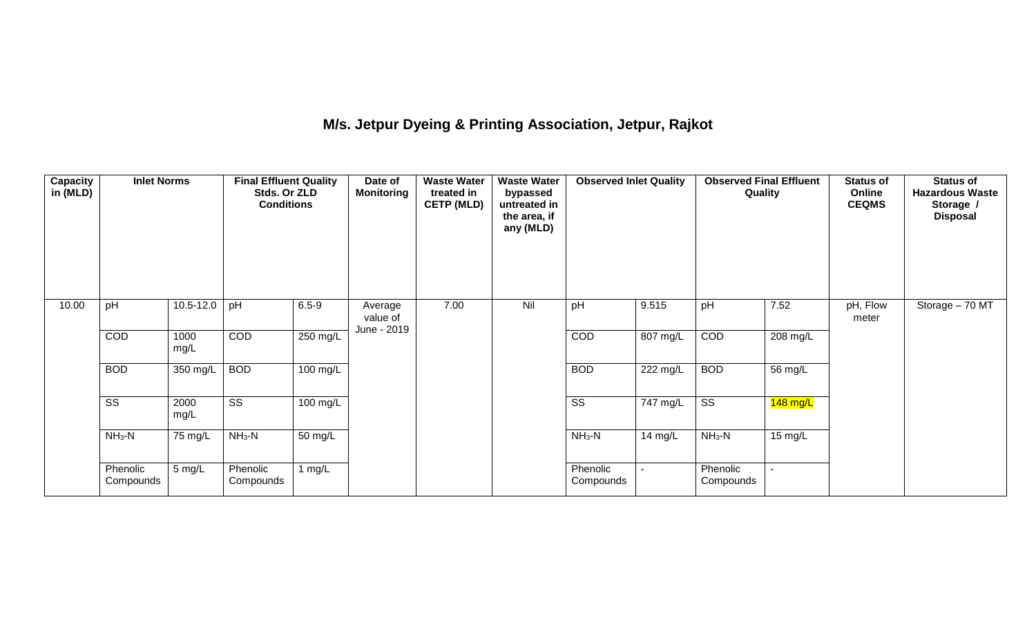## M/s. Jetpur Dyeing & Printing Association, Jetpur, Rajkot

| Capacity in (MLD) | Inlet Norms | | Final Effluent Quality Stds. Or ZLD Conditions | | Date of Monitoring | Waste Water treated in CETP (MLD) | Waste Water bypassed untreated in the area, if any (MLD) | Observed Inlet Quality | | Observed Final Effluent Quality | | Status of Online CEQMS | Status of Hazardous Waste Storage / Disposal |
|---|---|---|---|---|---|---|---|---|---|---|---|---|---|
| 10.00 | pH | 10.5-12.0 | pH | 6.5-9 | Average value of June - 2019 | 7.00 | Nil | pH | 9.515 | pH | 7.52 | pH, Flow meter | Storage – 70 MT |
| | COD | 1000 mg/L | COD | 250 mg/L | | | | COD | 807 mg/L | COD | 208 mg/L | | |
| | BOD | 350 mg/L | BOD | 100 mg/L | | | | BOD | 222 mg/L | BOD | 56 mg/L | | |
| | SS | 2000 mg/L | SS | 100 mg/L | | | | SS | 747 mg/L | SS | 148 mg/L | | |
| | $NH_3$-N | 75 mg/L | $NH_3$-N | 50 mg/L | | | | $NH_3$-N | 14 mg/L | $NH_3$-N | 15 mg/L | | |
| | Phenolic Compounds | 5 mg/L | Phenolic Compounds | 1 mg/L | | | | Phenolic Compounds | - | Phenolic Compounds | - | | |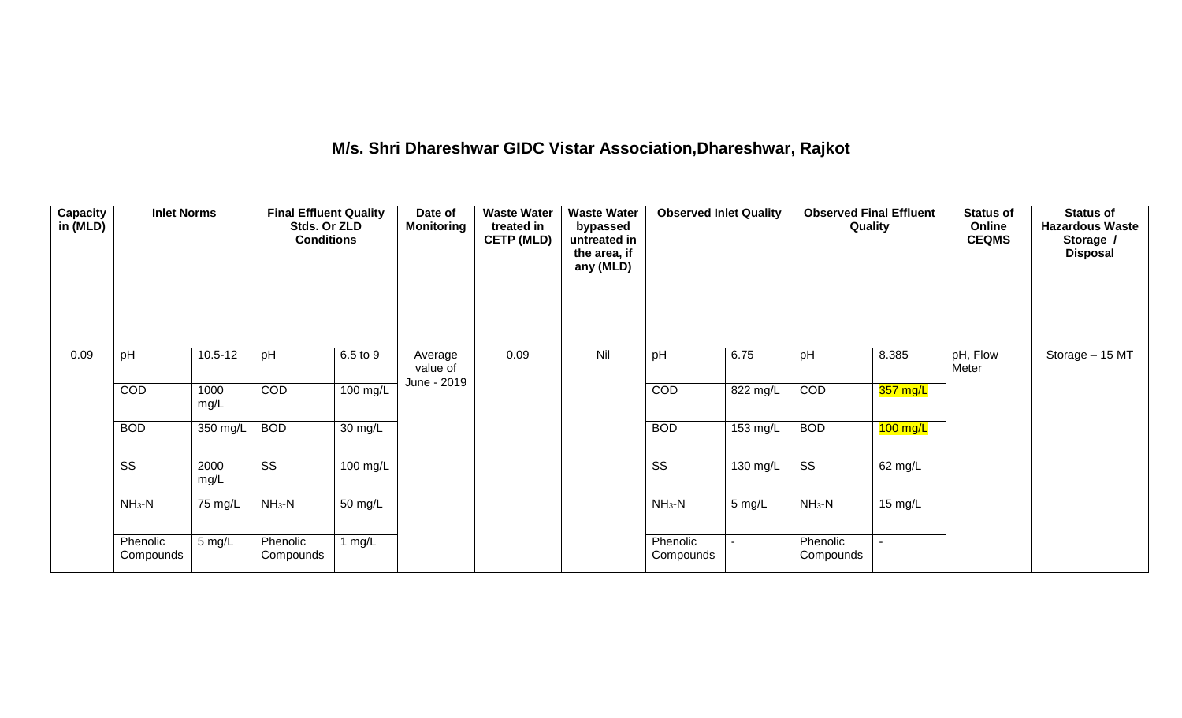## M/s. Shri Dhareshwar GIDC Vistar Association,Dhareshwar, Rajkot

| Capacity in (MLD) | Inlet Norms | | Final Effluent Quality Stds. Or ZLD Conditions | | Date of Monitoring | Waste Water treated in CETP (MLD) | Waste Water bypassed untreated in the area, if any (MLD) | Observed Inlet Quality | | Observed Final Effluent Quality | | Status of Online CEQMS | Status of Hazardous Waste Storage / Disposal |
|---|---|---|---|---|---|---|---|---|---|---|---|---|---|
| 0.09 | pH | 10.5-12 | pH | 6.5 to 9 | Average value of June - 2019 | 0.09 | Nil | pH | 6.75 | pH | 8.385 | pH, Flow Meter | Storage – 15 MT |
| | COD | 1000 mg/L | COD | 100 mg/L | | | | COD | 822 mg/L | COD | 357 mg/L | | |
| | BOD | 350 mg/L | BOD | 30 mg/L | | | | BOD | 153 mg/L | BOD | 100 mg/L | | |
| | SS | 2000 mg/L | SS | 100 mg/L | | | | SS | 130 mg/L | SS | 62 mg/L | | |
| | $NH_3$-N | 75 mg/L | $NH_3$-N | 50 mg/L | | | | $NH_3$-N | 5 mg/L | $NH_3$-N | 15 mg/L | | |
| | Phenolic Compounds | 5 mg/L | Phenolic Compounds | 1 mg/L | | | | Phenolic Compounds | - | Phenolic Compounds | - | | |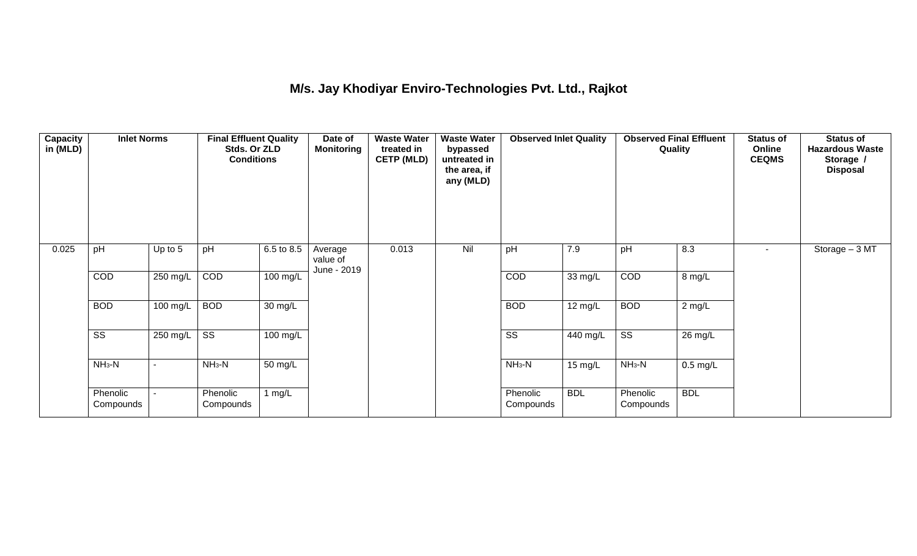# M/s. Jay Khodiyar Enviro-Technologies Pvt. Ltd., Rajkot

| Capacity in (MLD) | Inlet Norms | | Final Effluent Quality Stds. Or ZLD Conditions | | Date of Monitoring | Waste Water treated in CETP (MLD) | Waste Water bypassed untreated in the area, if any (MLD) | Observed Inlet Quality | | Observed Final Effluent Quality | | Status of Online CEQMS | Status of Hazardous Waste Storage / Disposal |
|---|---|---|---|---|---|---|---|---|---|---|---|---|---|
| 0.025 | pH | Up to 5 | pH | 6.5 to 8.5 | Average value of June - 2019 | 0.013 | Nil | pH | 7.9 | pH | 8.3 | - | Storage – 3 MT |
| | COD | 250 mg/L | COD | 100 mg/L | | | | COD | 33 mg/L | COD | 8 mg/L | | |
| | BOD | 100 mg/L | BOD | 30 mg/L | | | | BOD | 12 mg/L | BOD | 2 mg/L | | |
| | SS | 250 mg/L | SS | 100 mg/L | | | | SS | 440 mg/L | SS | 26 mg/L | | |
| | $NH_3$-N | - | $NH_3$-N | 50 mg/L | | | | $NH_3$-N | 15 mg/L | $NH_3$-N | 0.5 mg/L | | |
| | Phenolic Compounds | - | Phenolic Compounds | 1 mg/L | | | | Phenolic Compounds | BDL | Phenolic Compounds | BDL | | |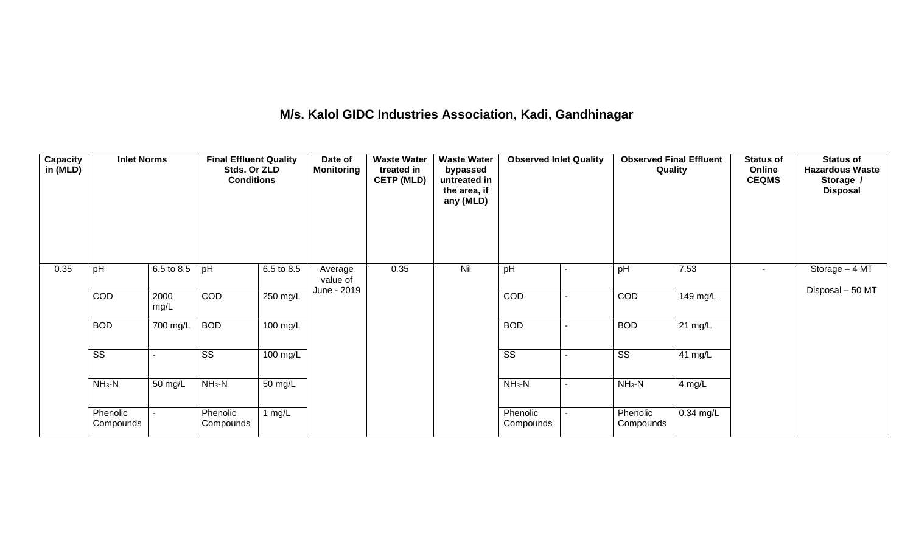**M/s. Kalol GIDC Industries Association, Kadi, Gandhinagar**

| Capacity in (MLD) | Inlet Norms | | Final Effluent Quality Stds. Or ZLD Conditions | | Date of Monitoring | Waste Water treated in CETP (MLD) | Waste Water bypassed untreated in the area, if any (MLD) | Observed Inlet Quality | | Observed Final Effluent Quality | | Status of Online CEQMS | Status of Hazardous Waste Storage / Disposal |
|---|---|---|---|---|---|---|---|---|---|---|---|---|---|
| 0.35 | pH | 6.5 to 8.5 | pH | 6.5 to 8.5 | Average value of June - 2019 | 0.35 | Nil | pH | - | pH | 7.53 | - | Storage – 4 MT<br>Disposal – 50 MT |
| | COD | 2000 mg/L | COD | 250 mg/L | | | | COD | - | COD | 149 mg/L | | |
| | BOD | 700 mg/L | BOD | 100 mg/L | | | | BOD | - | BOD | 21 mg/L | | |
| | SS | - | SS | 100 mg/L | | | | SS | - | SS | 41 mg/L | | |
| | $NH_3$-N | 50 mg/L | $NH_3$-N | 50 mg/L | | | | $NH_3$-N | - | $NH_3$-N | 4 mg/L | | |
| | Phenolic Compounds | - | Phenolic Compounds | 1 mg/L | | | | Phenolic Compounds | - | Phenolic Compounds | 0.34 mg/L | | |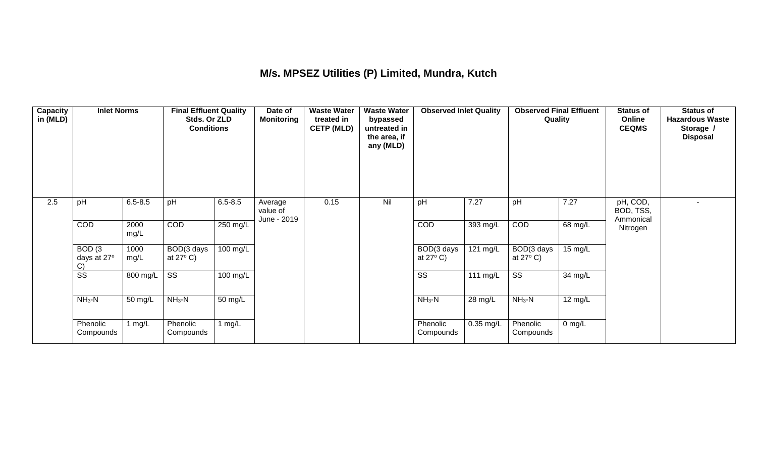## M/s. MPSEZ Utilities (P) Limited, Mundra, Kutch

| Capacity in (MLD) | Inlet Norms | | Final Effluent Quality Stds. Or ZLD Conditions | | Date of Monitoring | Waste Water treated in CETP (MLD) | Waste Water bypassed untreated in the area, if any (MLD) | Observed Inlet Quality | | Observed Final Effluent Quality | | Status of Online CEQMS | Status of Hazardous Waste Storage / Disposal |
|---|---|---|---|---|---|---|---|---|---|---|---|---|---|
| 2.5 | pH | 6.5-8.5 | pH | 6.5-8.5 | Average value of June - 2019 | 0.15 | Nil | pH | 7.27 | pH | 7.27 | pH, COD, BOD, TSS, Ammonical Nitrogen | - |
| | COD | 2000 mg/L | COD | 250 mg/L | | | | COD | 393 mg/L | COD | 68 mg/L | | |
| | BOD (3 days at 27° C) | 1000 mg/L | BOD(3 days at 27° C) | 100 mg/L | | | | BOD(3 days at 27° C) | 121 mg/L | BOD(3 days at 27° C) | 15 mg/L | | |
| | SS | 800 mg/L | SS | 100 mg/L | | | | SS | 111 mg/L | SS | 34 mg/L | | |
| | $NH_3$-N | 50 mg/L | $NH_3$-N | 50 mg/L | | | | $NH_3$-N | 28 mg/L | $NH_3$-N | 12 mg/L | | |
| | Phenolic Compounds | 1 mg/L | Phenolic Compounds | 1 mg/L | | | | Phenolic Compounds | 0.35 mg/L | Phenolic Compounds | 0 mg/L | | |